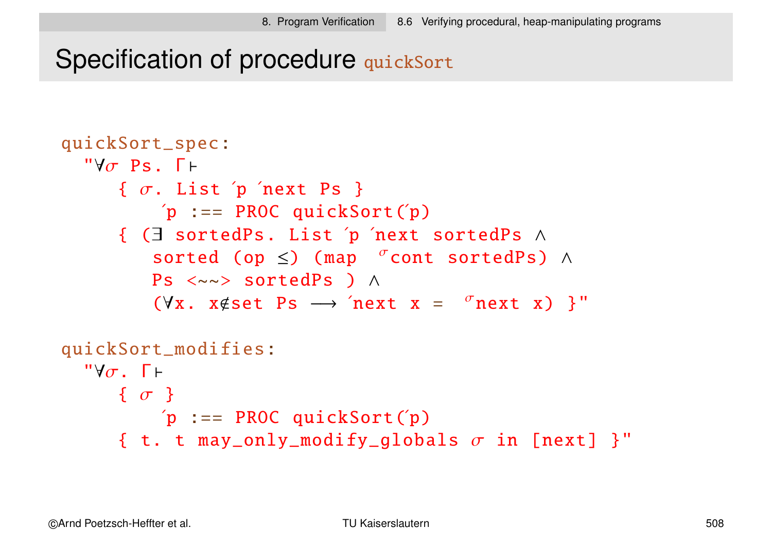# Specification of procedure quickSort

```
quickSort_spec:
  "∀σ Ps. Γ⊢
     { σ. List ´p ´next Ps }
         ´p :== PROC quickSort(´p)
     { (∃ sortedPs. List ´p ´next sortedPs ∧
        sorted (op ≤) (map  ^σcont sortedPs) ∧
        Ps <~~> sortedPs ) ∧
        (∀x. x∉set Ps ⟶ ´next x =  ^σnext x) }"

quickSort_modifies:
  "∀σ. Γ⊢
     { σ }
         ´p :== PROC quickSort(´p)
     { t. t may_only_modify_globals σ in [next] }"
```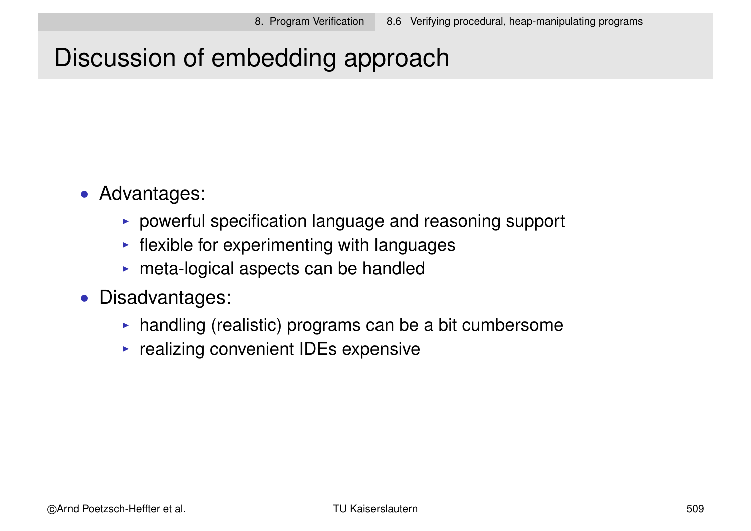# Discussion of embedding approach

- Advantages:
  - powerful specification language and reasoning support
  - flexible for experimenting with languages
  - meta-logical aspects can be handled
- Disadvantages:
  - handling (realistic) programs can be a bit cumbersome
  - realizing convenient IDEs expensive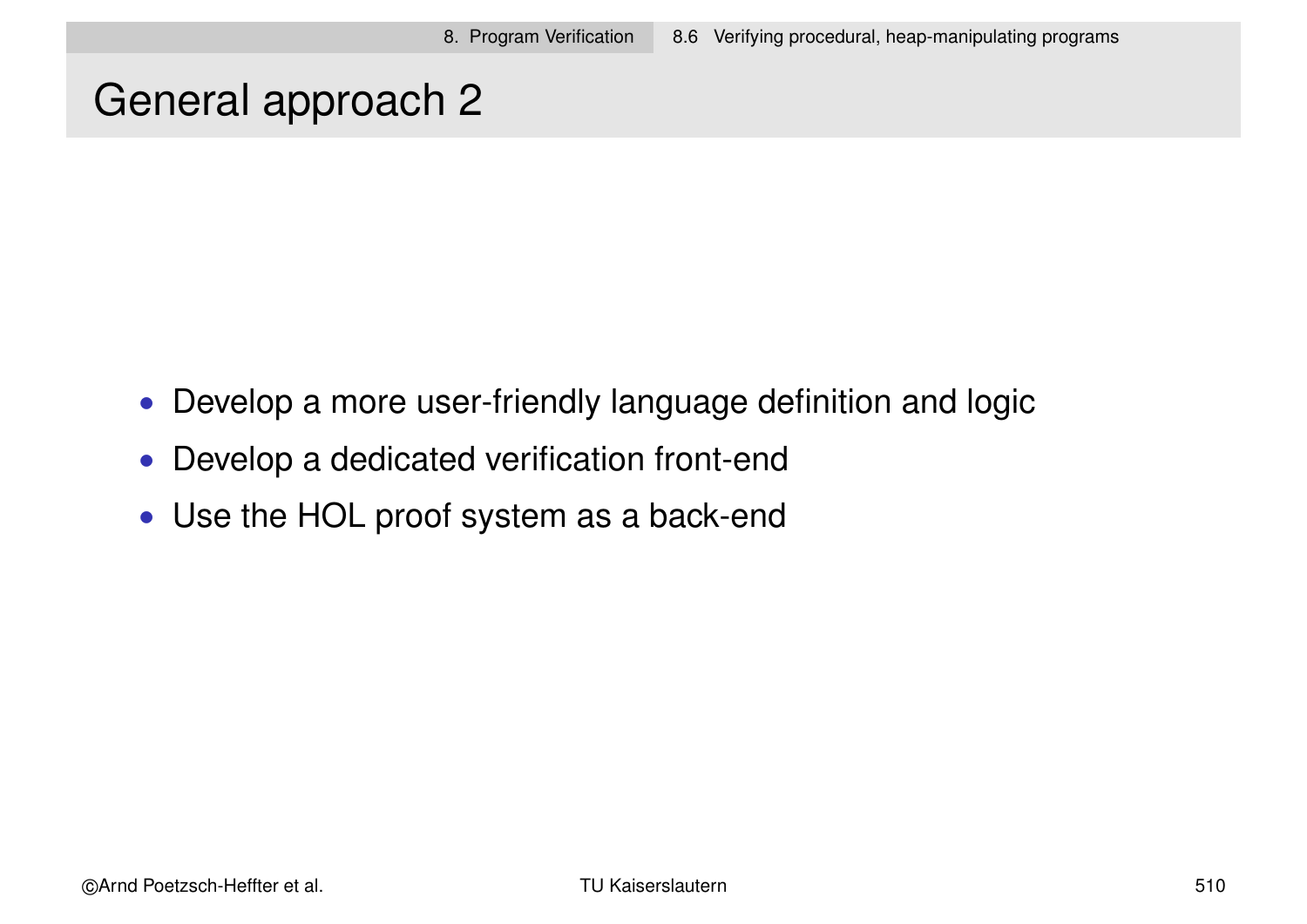# General approach 2

- Develop a more user-friendly language definition and logic
- Develop a dedicated verification front-end
- Use the HOL proof system as a back-end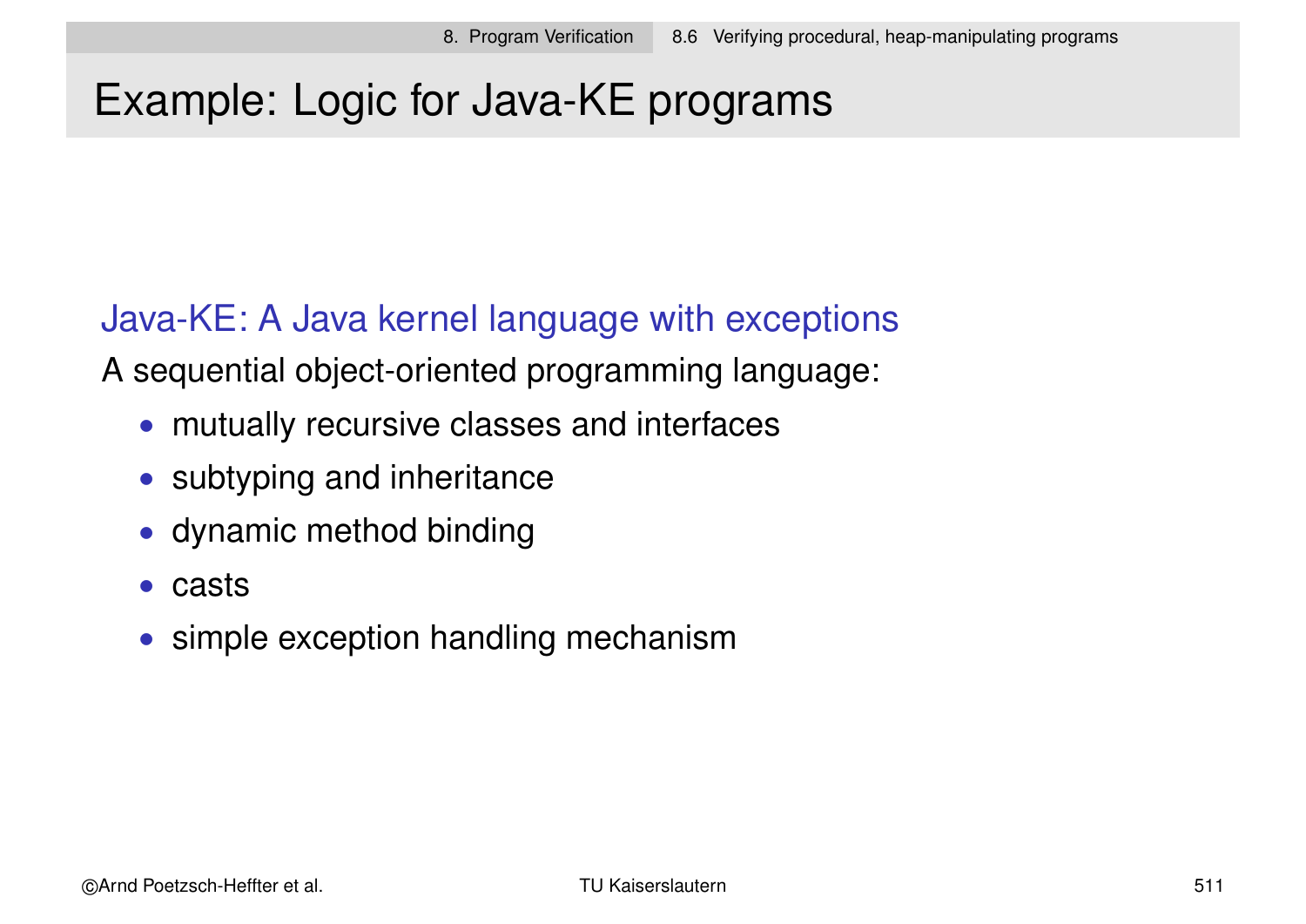# Example: Logic for Java-KE programs

## Java-KE: A Java kernel language with exceptions

A sequential object-oriented programming language:

- mutually recursive classes and interfaces
- subtyping and inheritance
- dynamic method binding
- casts
- simple exception handling mechanism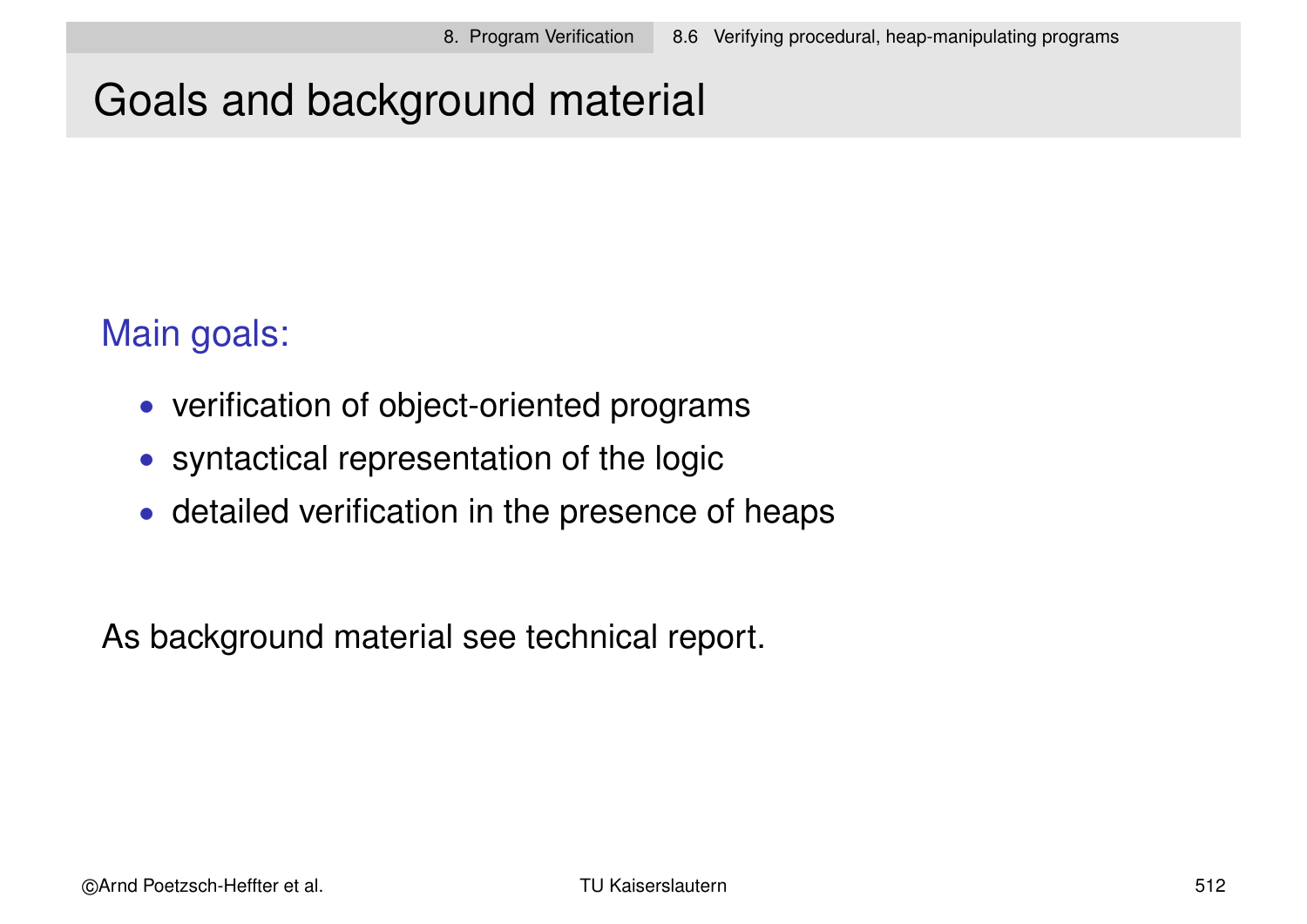# Goals and background material

Main goals:

- verification of object-oriented programs
- syntactical representation of the logic
- detailed verification in the presence of heaps

As background material see technical report.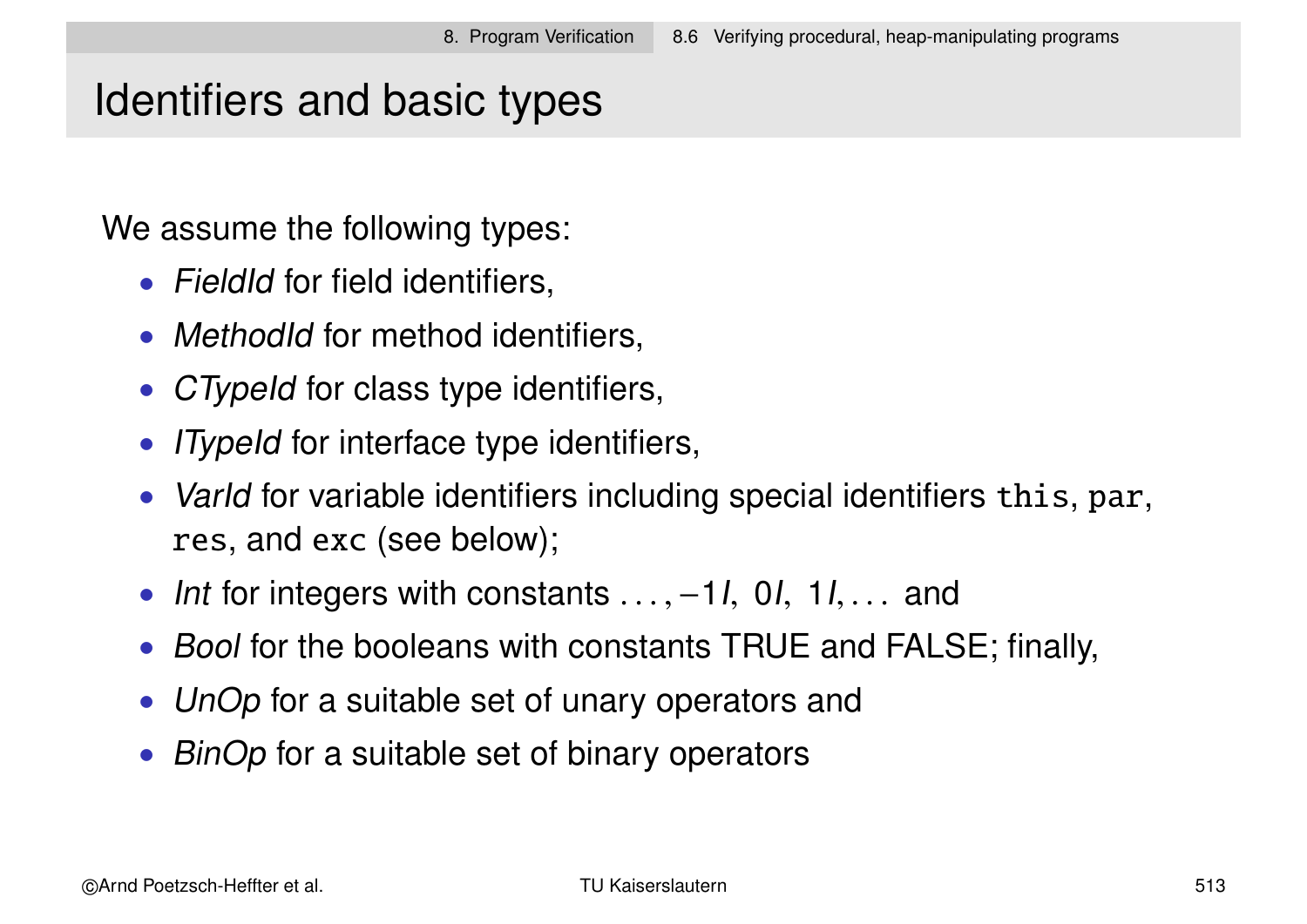# Identifiers and basic types

We assume the following types:

- *FieldId* for field identifiers,
- *MethodId* for method identifiers,
- *CTypeId* for class type identifiers,
- *ITypeId* for interface type identifiers,
- *VarId* for variable identifiers including special identifiers `this`, `par`, `res`, and `exc` (see below);
- *Int* for integers with constants $\ldots, -1I,\ 0I,\ 1I, \ldots$ and
- *Bool* for the booleans with constants TRUE and FALSE; finally,
- *UnOp* for a suitable set of unary operators and
- *BinOp* for a suitable set of binary operators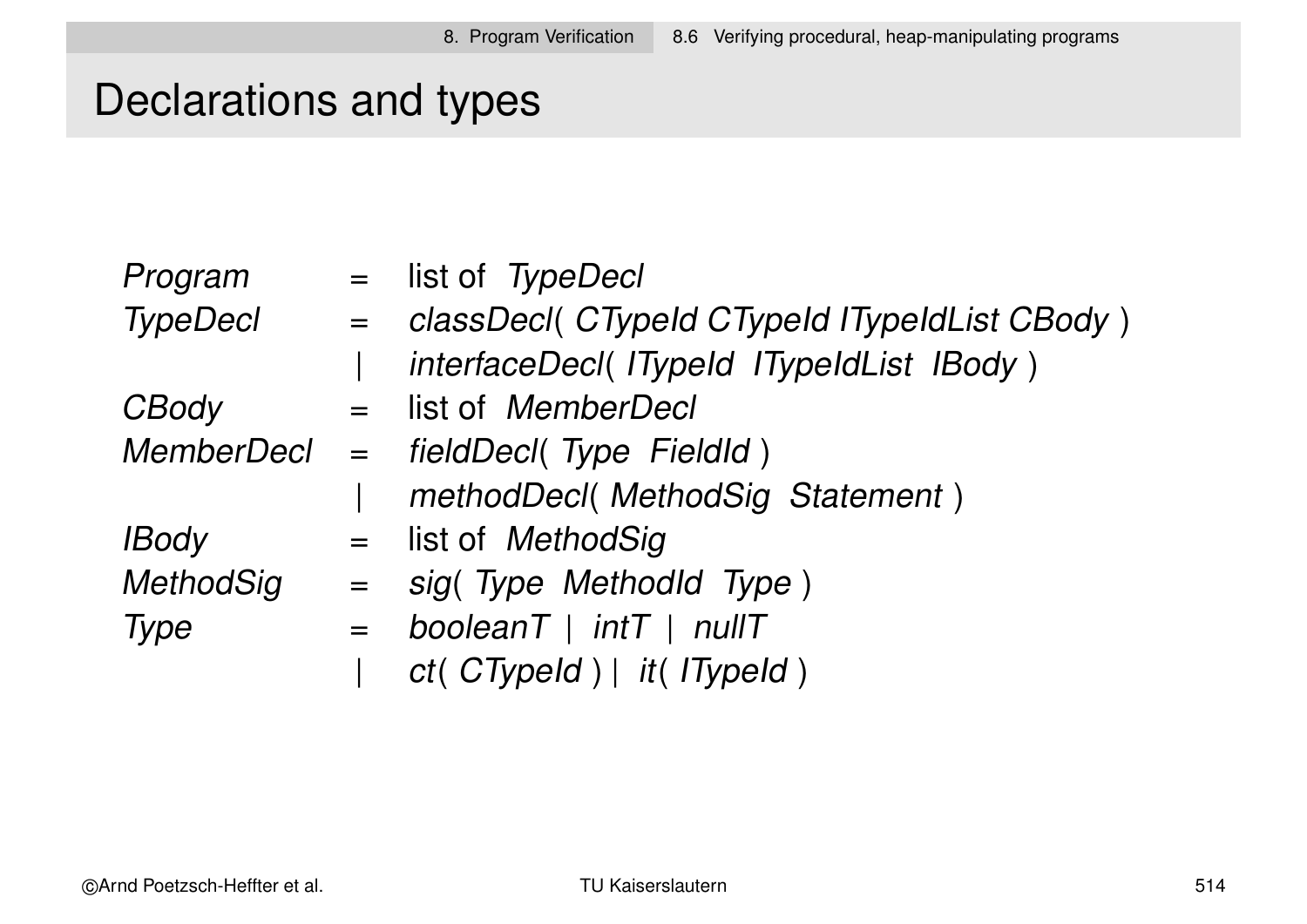# Declarations and types

| | | |
|---|---|---|
| *Program* | = | list of *TypeDecl* |
| *TypeDecl* | = | *classDecl*( *CTypeId CTypeId ITypeIdList CBody* ) |
| | \| | *interfaceDecl*( *ITypeId ITypeIdList IBody* ) |
| *CBody* | = | list of *MemberDecl* |
| *MemberDecl* | = | *fieldDecl*( *Type FieldId* ) |
| | \| | *methodDecl*( *MethodSig Statement* ) |
| *IBody* | = | list of *MethodSig* |
| *MethodSig* | = | *sig*( *Type MethodId Type* ) |
| *Type* | = | *booleanT* \| *intT* \| *nullT* |
| | \| | *ct*( *CTypeId* ) \| *it*( *ITypeId* ) |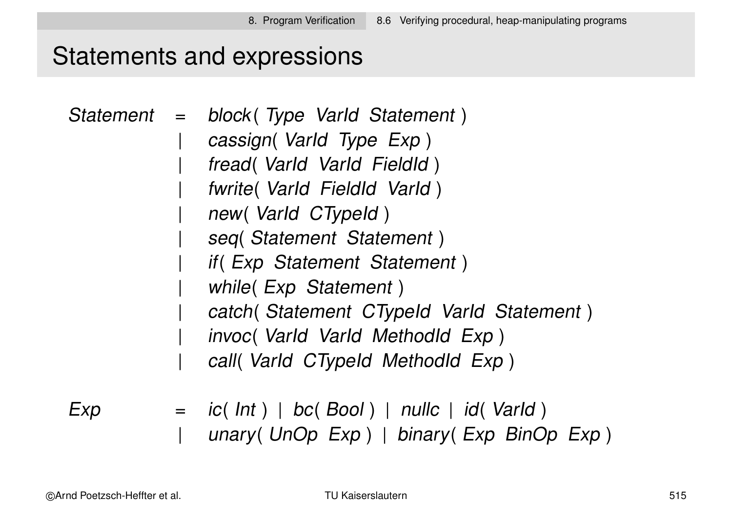# Statements and expressions

```
Statement  =  block( Type VarId Statement )
           |  cassign( VarId Type Exp )
           |  fread( VarId VarId FieldId )
           |  fwrite( VarId FieldId VarId )
           |  new( VarId CTypeId )
           |  seq( Statement Statement )
           |  if( Exp Statement Statement )
           |  while( Exp Statement )
           |  catch( Statement CTypeId VarId Statement )
           |  invoc( VarId VarId MethodId Exp )
           |  call( VarId CTypeId MethodId Exp )

Exp        =  ic( Int ) | bc( Bool ) | nullc | id( VarId )
           |  unary( UnOp Exp ) | binary( Exp BinOp Exp )
```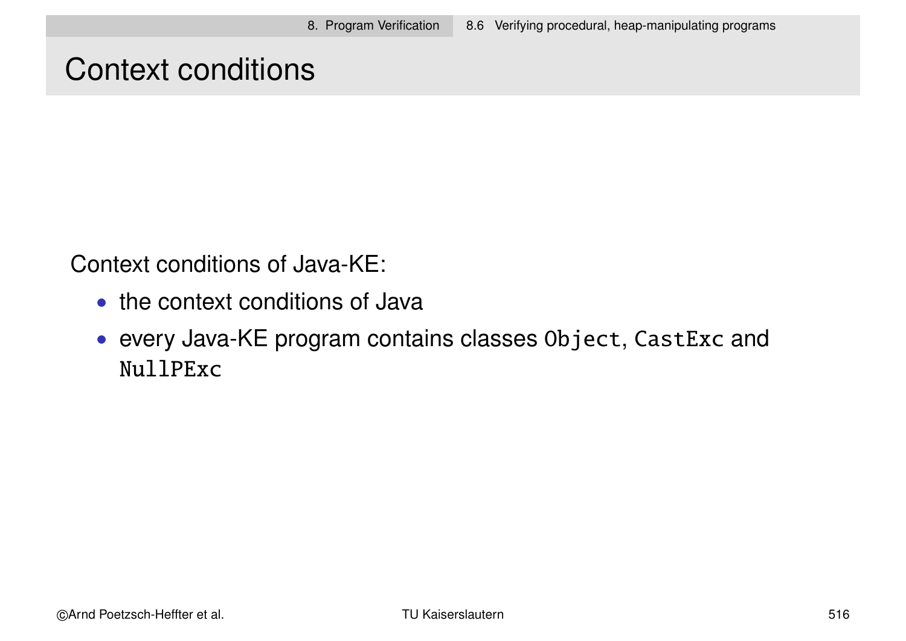# Context conditions

Context conditions of Java-KE:

- the context conditions of Java
- every Java-KE program contains classes `Object`, `CastExc` and `NullPExc`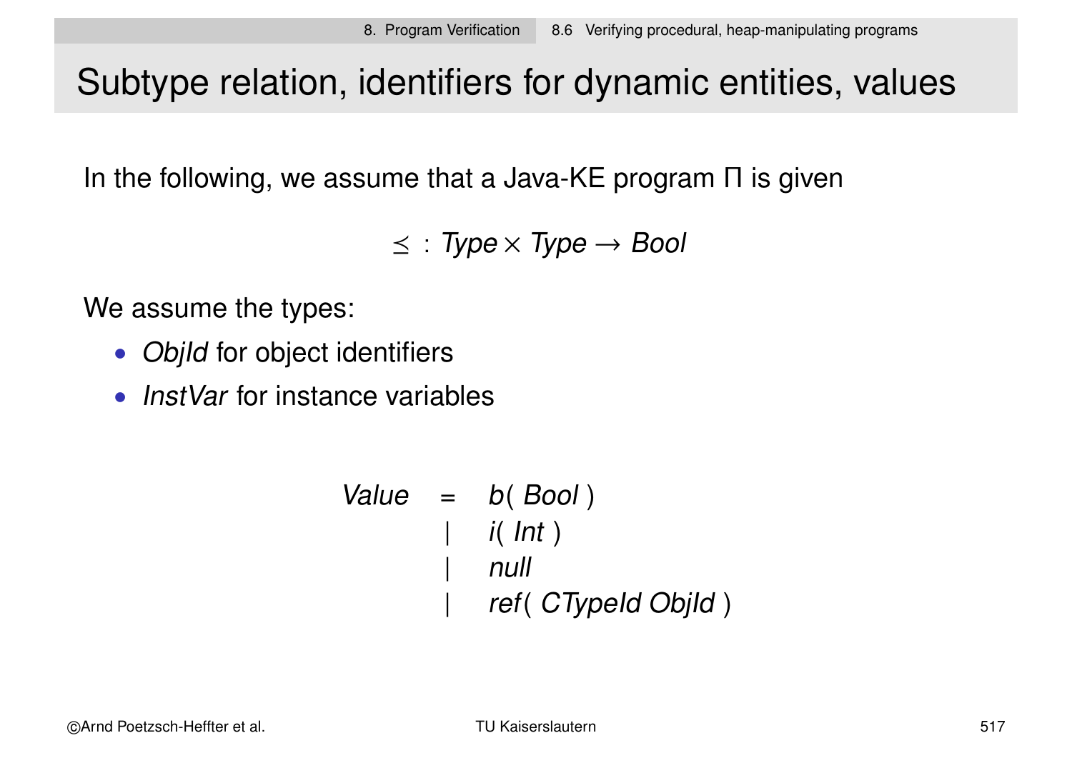# Subtype relation, identifiers for dynamic entities, values

In the following, we assume that a Java-KE program Π is given

$$\preceq \; : \; \mathit{Type} \times \mathit{Type} \rightarrow \mathit{Bool}$$

We assume the types:

- *ObjId* for object identifiers
- *InstVar* for instance variables

$$
\begin{array}{lcl}
\mathit{Value} & = & b(\ \mathit{Bool}\ ) \\
 & | & i(\ \mathit{Int}\ ) \\
 & | & \mathit{null} \\
 & | & \mathit{ref}(\ \mathit{CTypeId}\ \mathit{ObjId}\ )
\end{array}
$$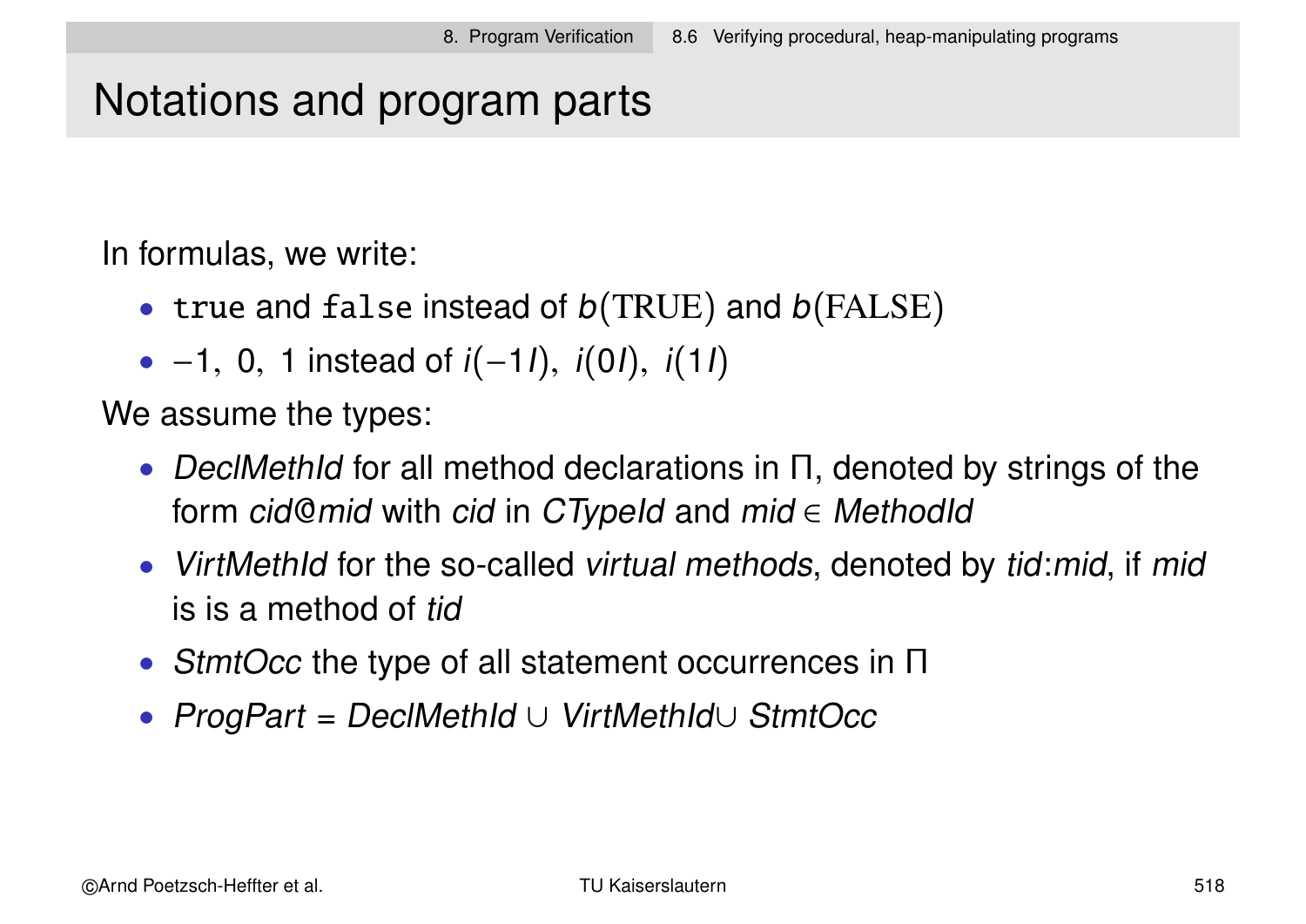# Notations and program parts

In formulas, we write:

- `true` and `false` instead of $b(\mathrm{TRUE})$ and $b(\mathrm{FALSE})$
- $-1,\ 0,\ 1$ instead of $i(-1I),\ i(0I),\ i(1I)$

We assume the types:

- *DeclMethId* for all method declarations in Π, denoted by strings of the form *cid*@*mid* with *cid* in *CTypeId* and *mid* ∈ *MethodId*
- *VirtMethId* for the so-called *virtual methods*, denoted by *tid*:*mid*, if *mid* is is a method of *tid*
- *StmtOcc* the type of all statement occurrences in Π
- *ProgPart* = *DeclMethId* ∪ *VirtMethId*∪ *StmtOcc*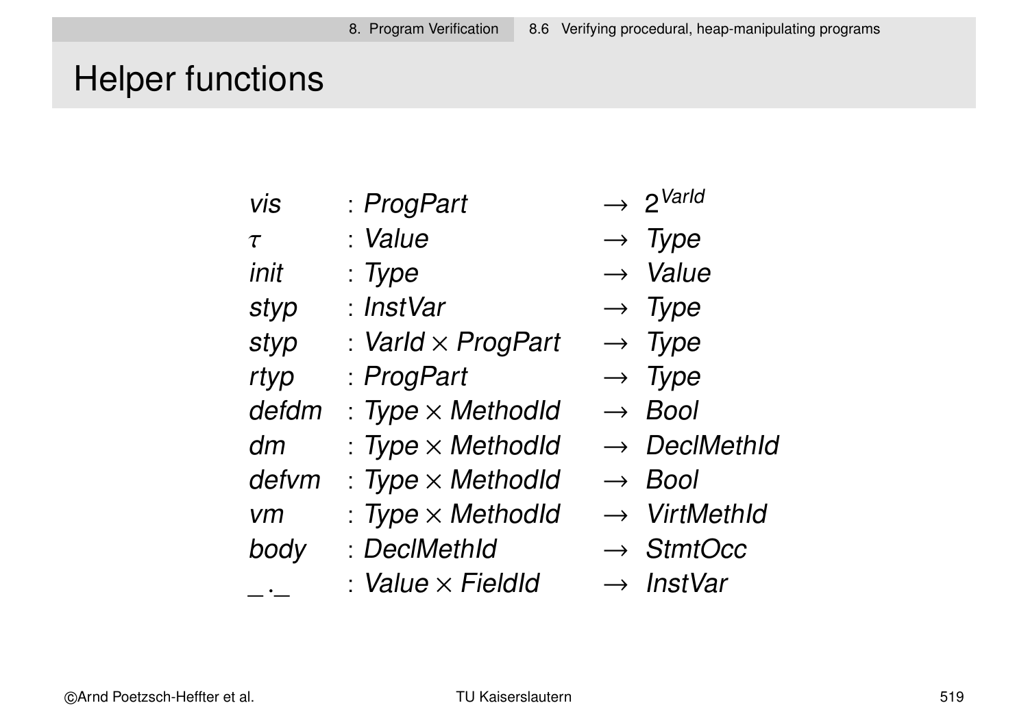# Helper functions

$$
\begin{array}{lll}
\mathit{vis} & : \mathit{ProgPart} & \rightarrow\ 2^{\mathit{VarId}} \\
\tau & : \mathit{Value} & \rightarrow\ \mathit{Type} \\
\mathit{init} & : \mathit{Type} & \rightarrow\ \mathit{Value} \\
\mathit{styp} & : \mathit{InstVar} & \rightarrow\ \mathit{Type} \\
\mathit{styp} & : \mathit{VarId} \times \mathit{ProgPart} & \rightarrow\ \mathit{Type} \\
\mathit{rtyp} & : \mathit{ProgPart} & \rightarrow\ \mathit{Type} \\
\mathit{defdm} & : \mathit{Type} \times \mathit{MethodId} & \rightarrow\ \mathit{Bool} \\
\mathit{dm} & : \mathit{Type} \times \mathit{MethodId} & \rightarrow\ \mathit{DeclMethId} \\
\mathit{defvm} & : \mathit{Type} \times \mathit{MethodId} & \rightarrow\ \mathit{Bool} \\
\mathit{vm} & : \mathit{Type} \times \mathit{MethodId} & \rightarrow\ \mathit{VirtMethId} \\
\mathit{body} & : \mathit{DeclMethId} & \rightarrow\ \mathit{StmtOcc} \\
\_.\_ & : \mathit{Value} \times \mathit{FieldId} & \rightarrow\ \mathit{InstVar}
\end{array}
$$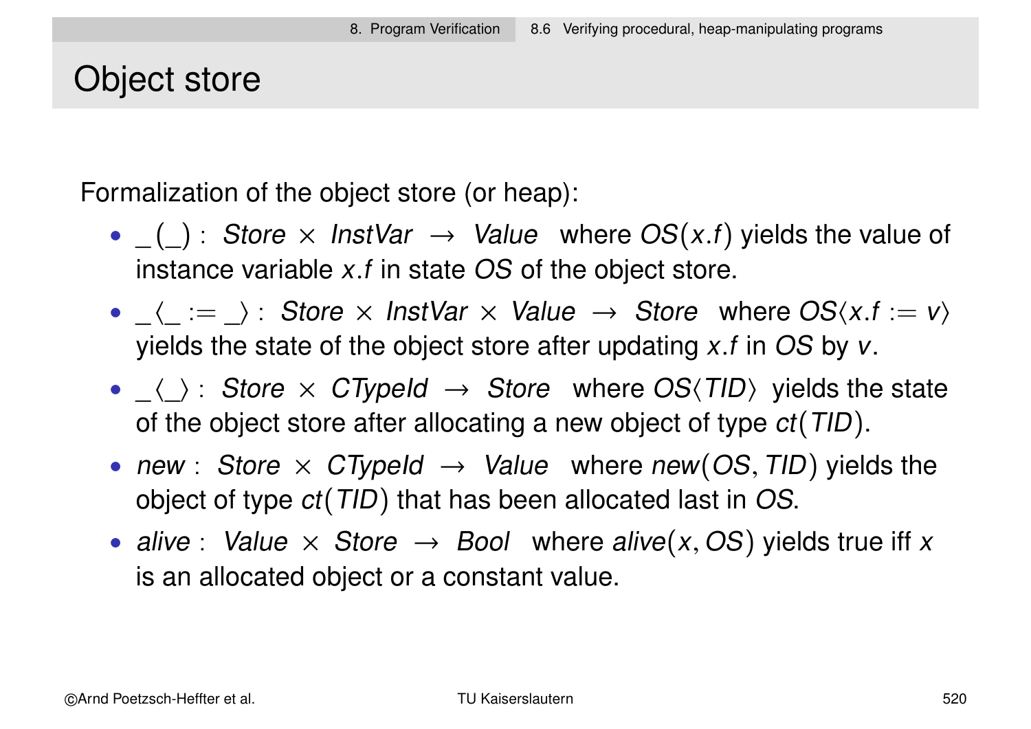# Object store

Formalization of the object store (or heap):

- $\_(\_) : \; Store \times InstVar \; \rightarrow \; Value$ where $OS(x.f)$ yields the value of instance variable $x.f$ in state $OS$ of the object store.
- $\_\langle\_ := \_\rangle : \; Store \times InstVar \times Value \; \rightarrow \; Store$ where $OS\langle x.f := v\rangle$ yields the state of the object store after updating $x.f$ in $OS$ by $v$.
- $\_\langle\_\rangle : \; Store \times CTypeId \; \rightarrow \; Store$ where $OS\langle TID\rangle$ yields the state of the object store after allocating a new object of type $ct(TID)$.
- $new : \; Store \times CTypeId \; \rightarrow \; Value$ where $new(OS, TID)$ yields the object of type $ct(TID)$ that has been allocated last in $OS$.
- $alive : \; Value \times Store \; \rightarrow \; Bool$ where $alive(x, OS)$ yields true iff $x$ is an allocated object or a constant value.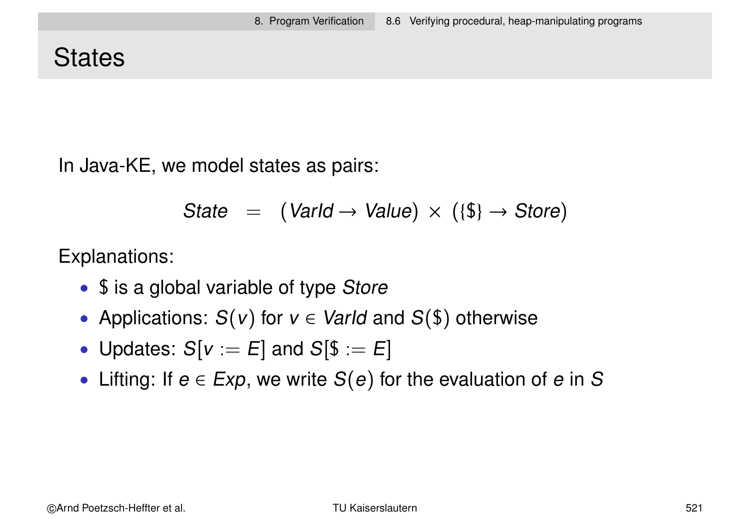# States

In Java-KE, we model states as pairs:

$$State \;\; = \;\; (VarId \rightarrow Value) \times (\{\$\} \rightarrow Store)$$

Explanations:

- $\$$ is a global variable of type *Store*
- Applications: $S(v)$ for $v \in VarId$ and $S(\$)$ otherwise
- Updates: $S[v := E]$ and $S[\$ := E]$
- Lifting: If $e \in Exp$, we write $S(e)$ for the evaluation of $e$ in $S$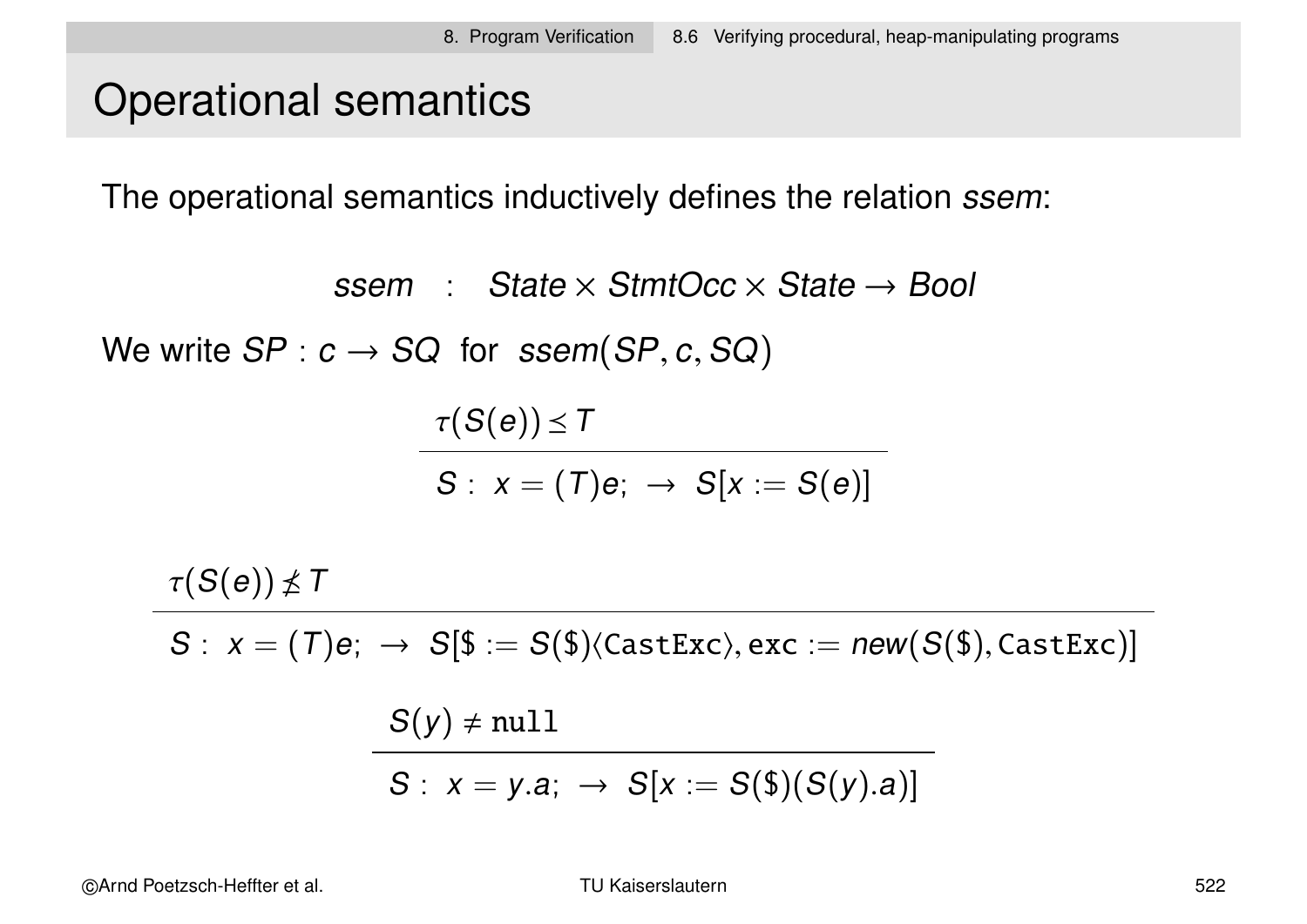# Operational semantics

The operational semantics inductively defines the relation *ssem*:

$$ssem \quad : \quad State \times StmtOcc \times State \rightarrow Bool$$

We write $SP : c \rightarrow SQ$ for $ssem(SP, c, SQ)$

$$\frac{\tau(S(e)) \preceq T}{S :\; x = (T)e; \;\rightarrow\; S[x := S(e)]}$$

$$\frac{\tau(S(e)) \not\preceq T}{S :\; x = (T)e; \;\rightarrow\; S[\$ := S(\$)\langle \texttt{CastExc} \rangle, \texttt{exc} := new(S(\$), \texttt{CastExc})]}$$

$$\frac{S(y) \neq \texttt{null}}{S :\; x = y.a; \;\rightarrow\; S[x := S(\$)(S(y).a)]}$$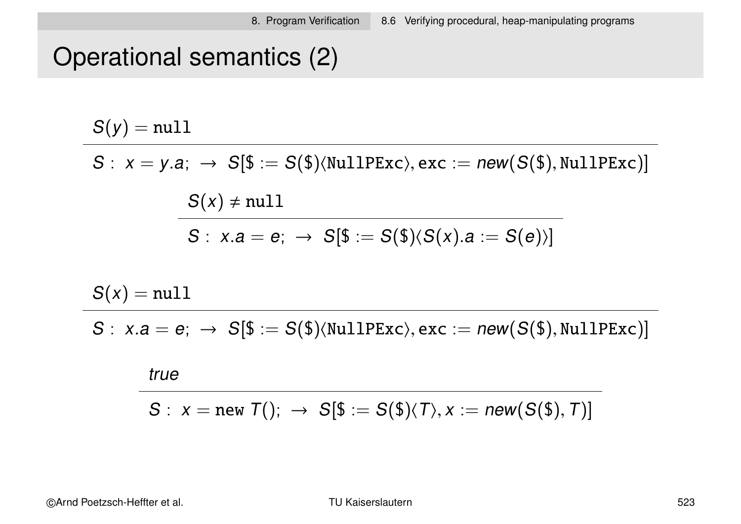# Operational semantics (2)

$$\frac{S(y) = \texttt{null}}{S:\ x = y.a;\ \rightarrow\ S[\$ := S(\$)\langle \texttt{NullPExc}\rangle, \texttt{exc} := new(S(\$), \texttt{NullPExc})]}$$

$$\frac{S(x) \neq \texttt{null}}{S:\ x.a = e;\ \rightarrow\ S[\$ := S(\$)\langle S(x).a := S(e)\rangle]}$$

$$\frac{S(x) = \texttt{null}}{S:\ x.a = e;\ \rightarrow\ S[\$ := S(\$)\langle \texttt{NullPExc}\rangle, \texttt{exc} := new(S(\$), \texttt{NullPExc})]}$$

$$\frac{true}{S:\ x = \texttt{new}\ T();\ \rightarrow\ S[\$ := S(\$)\langle T\rangle, x := new(S(\$), T)]}$$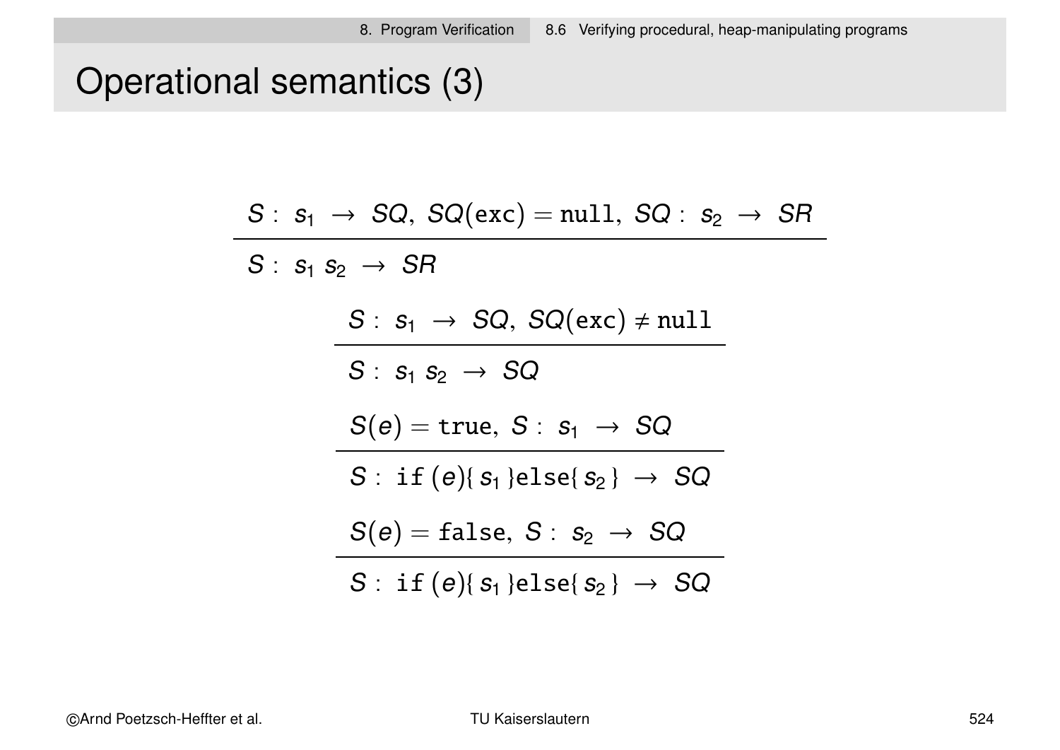# Operational semantics (3)

$$\frac{S:\ s_1\ \rightarrow\ SQ,\ SQ(\texttt{exc}) = \texttt{null},\ SQ:\ s_2\ \rightarrow\ SR}{S:\ s_1\ s_2\ \rightarrow\ SR}$$

$$\frac{S:\ s_1\ \rightarrow\ SQ,\ SQ(\texttt{exc}) \neq \texttt{null}}{S:\ s_1\ s_2\ \rightarrow\ SQ}$$

$$\frac{S(e) = \texttt{true},\ S:\ s_1\ \rightarrow\ SQ}{S:\ \texttt{if}\,(e)\{\,s_1\,\}\texttt{else}\{\,s_2\,\}\ \rightarrow\ SQ}$$

$$\frac{S(e) = \texttt{false},\ S:\ s_2\ \rightarrow\ SQ}{S:\ \texttt{if}\,(e)\{\,s_1\,\}\texttt{else}\{\,s_2\,\}\ \rightarrow\ SQ}$$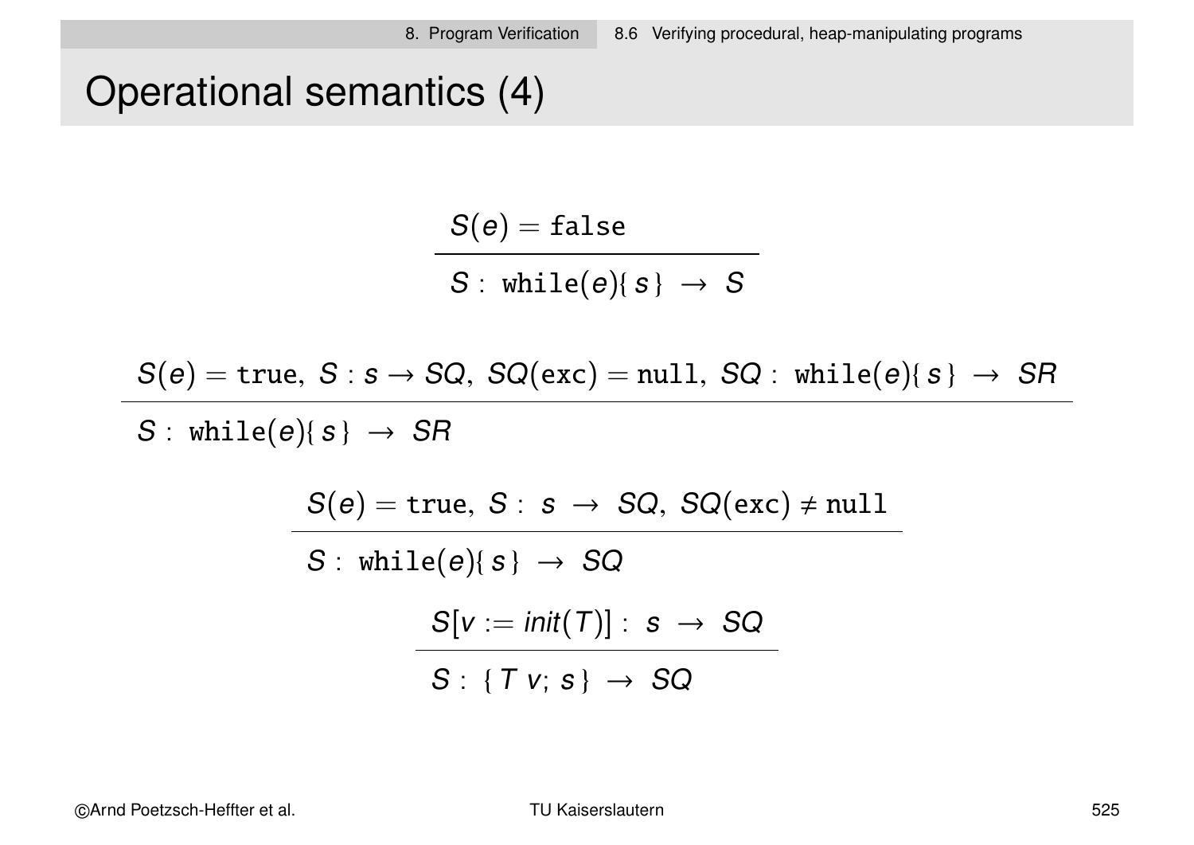# Operational semantics (4)

$$\frac{S(e) = \texttt{false}}{S :\ \texttt{while}(e)\{\, s\,\} \ \rightarrow\ S}$$

$$\frac{S(e) = \texttt{true},\ S : s \rightarrow SQ,\ SQ(\texttt{exc}) = \texttt{null},\ SQ :\ \texttt{while}(e)\{\, s\,\} \ \rightarrow\ SR}{S :\ \texttt{while}(e)\{\, s\,\} \ \rightarrow\ SR}$$

$$\frac{S(e) = \texttt{true},\ S :\ s \ \rightarrow\ SQ,\ SQ(\texttt{exc}) \neq \texttt{null}}{S :\ \texttt{while}(e)\{\, s\,\} \ \rightarrow\ SQ}$$

$$\frac{S[v := init(T)] :\ s \ \rightarrow\ SQ}{S :\ \{\, T\ v;\ s\,\} \ \rightarrow\ SQ}$$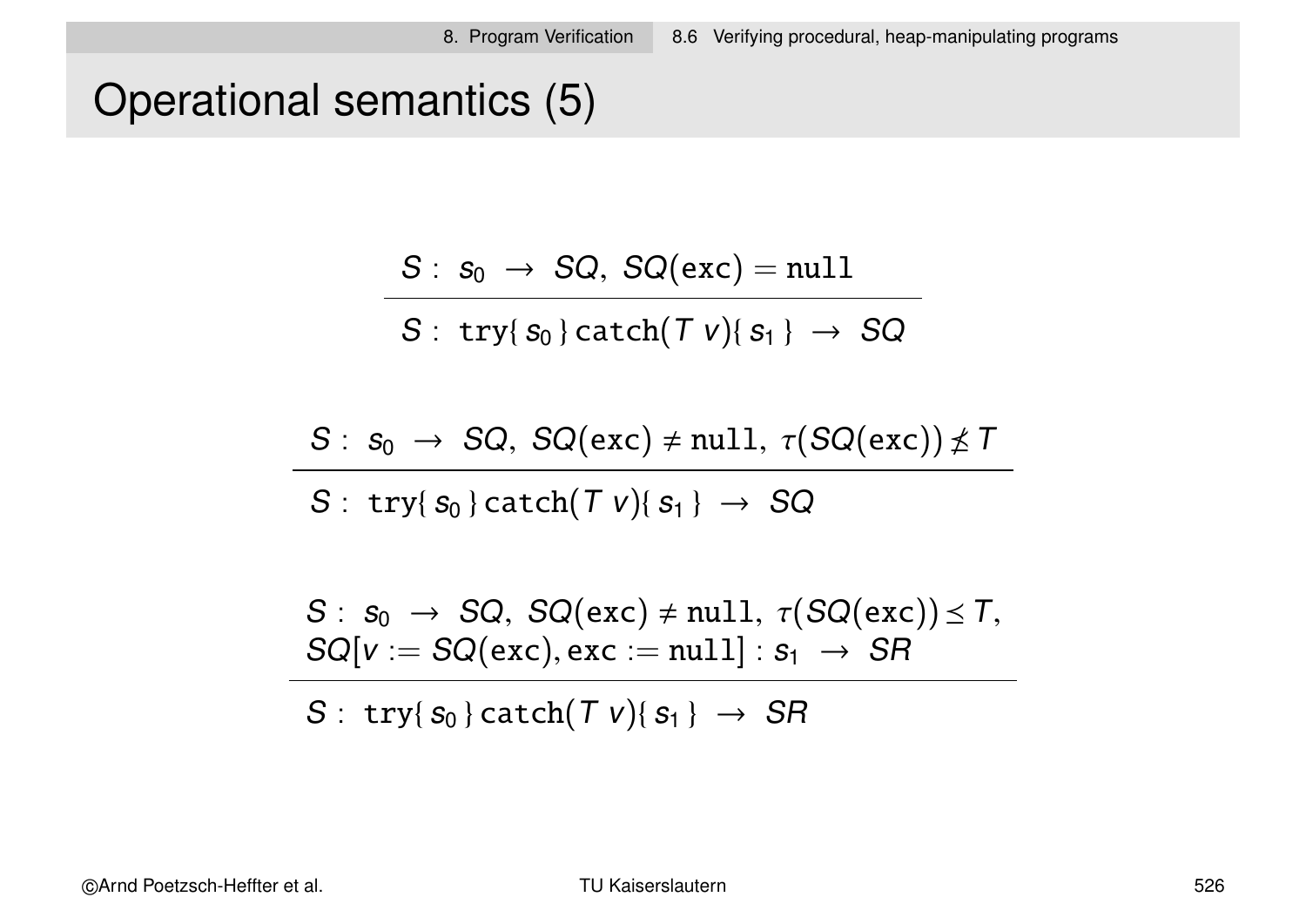# Operational semantics (5)

$$\frac{S:\; s_0 \;\rightarrow\; SQ,\; SQ(\mathtt{exc}) = \mathtt{null}}{S:\; \mathtt{try}\{\, s_0 \,\}\,\mathtt{catch}(T\; v)\{\, s_1 \,\} \;\rightarrow\; SQ}$$

$$\frac{S:\; s_0 \;\rightarrow\; SQ,\; SQ(\mathtt{exc}) \neq \mathtt{null},\; \tau(SQ(\mathtt{exc})) \not\preceq T}{S:\; \mathtt{try}\{\, s_0 \,\}\,\mathtt{catch}(T\; v)\{\, s_1 \,\} \;\rightarrow\; SQ}$$

$$\frac{\begin{array}{l} S:\; s_0 \;\rightarrow\; SQ,\; SQ(\mathtt{exc}) \neq \mathtt{null},\; \tau(SQ(\mathtt{exc})) \preceq T, \\ SQ[v := SQ(\mathtt{exc}), \mathtt{exc} := \mathtt{null}] :\; s_1 \;\rightarrow\; SR \end{array}}{S:\; \mathtt{try}\{\, s_0 \,\}\,\mathtt{catch}(T\; v)\{\, s_1 \,\} \;\rightarrow\; SR}$$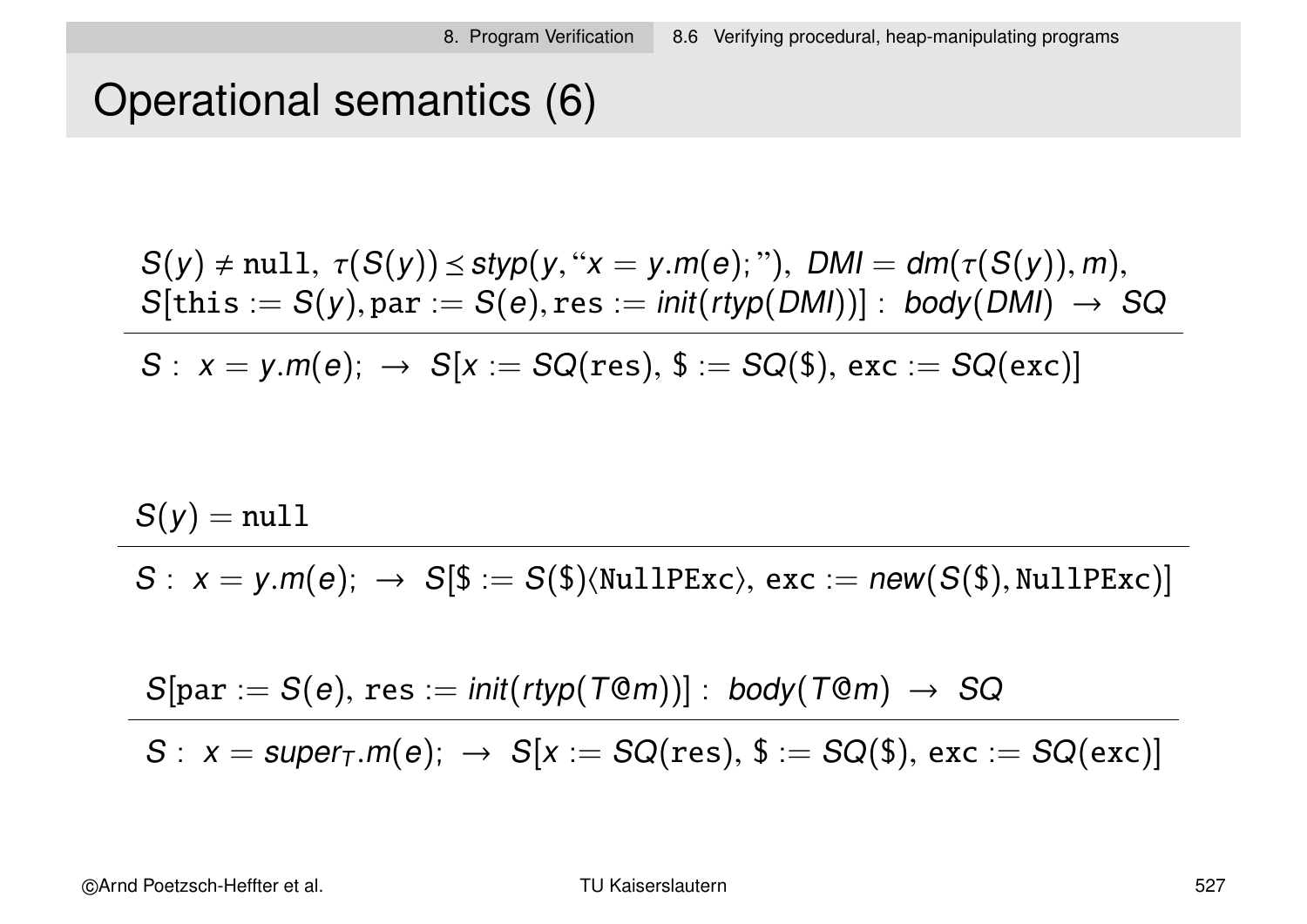# Operational semantics (6)

$$\frac{S(y) \neq \texttt{null},\ \tau(S(y)) \preceq styp(y, \text{“}x = y.m(e);\text{”}),\ DMI = dm(\tau(S(y)), m), \quad S[\texttt{this} := S(y), \texttt{par} := S(e), \texttt{res} := init(rtyp(DMI))] :\ body(DMI)\ \rightarrow\ SQ}{S :\ x = y.m(e);\ \rightarrow\ S[x := SQ(\texttt{res}),\ \$ := SQ(\$),\ \texttt{exc} := SQ(\texttt{exc})]}$$

$$\frac{S(y) = \texttt{null}}{S :\ x = y.m(e);\ \rightarrow\ S[\$ := S(\$)\langle\texttt{NullPExc}\rangle,\ \texttt{exc} := new(S(\$), \texttt{NullPExc})]}$$

$$\frac{S[\texttt{par} := S(e),\ \texttt{res} := init(rtyp(T@m))] :\ body(T@m)\ \rightarrow\ SQ}{S :\ x = super_T.m(e);\ \rightarrow\ S[x := SQ(\texttt{res}),\ \$ := SQ(\$),\ \texttt{exc} := SQ(\texttt{exc})]}$$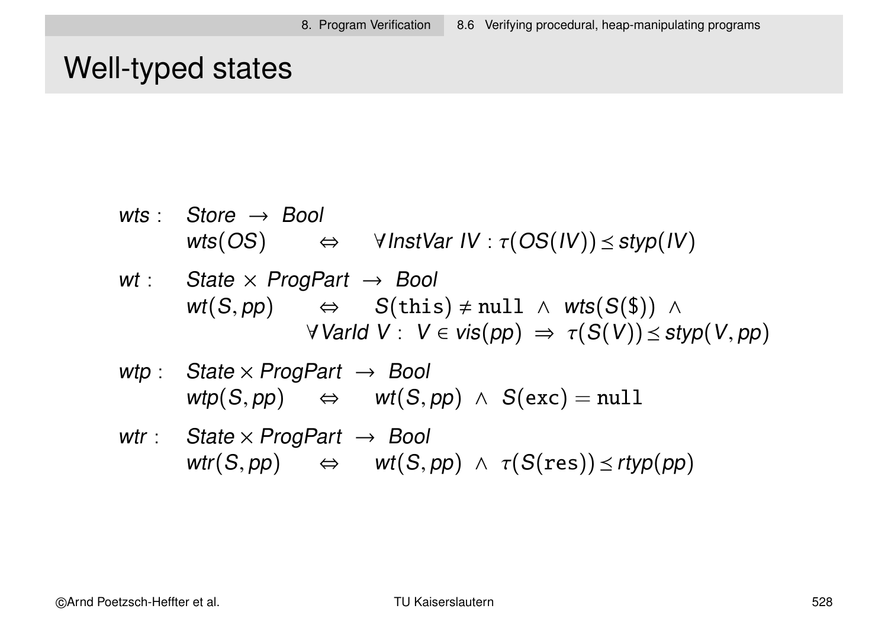# Well-typed states

$$
\begin{array}{lll}
\textit{wts}: & \textit{Store} \rightarrow \textit{Bool} & \\
 & \textit{wts}(OS) \quad \Leftrightarrow \quad \forall \textit{InstVar } IV : \tau(OS(IV)) \leq \textit{styp}(IV) &
\end{array}
$$

$$
\begin{array}{lll}
\textit{wt}: & \textit{State} \times \textit{ProgPart} \rightarrow \textit{Bool} & \\
 & \textit{wt}(S, pp) \quad \Leftrightarrow \quad S(\texttt{this}) \neq \texttt{null} \ \wedge \ \textit{wts}(S(\$)) \ \wedge & \\
 & \qquad \forall \textit{VarId } V : \ V \in \textit{vis}(pp) \ \Rightarrow \ \tau(S(V)) \leq \textit{styp}(V, pp) &
\end{array}
$$

$$
\begin{array}{lll}
\textit{wtp}: & \textit{State} \times \textit{ProgPart} \rightarrow \textit{Bool} & \\
 & \textit{wtp}(S, pp) \quad \Leftrightarrow \quad \textit{wt}(S, pp) \ \wedge \ S(\texttt{exc}) = \texttt{null} &
\end{array}
$$

$$
\begin{array}{lll}
\textit{wtr}: & \textit{State} \times \textit{ProgPart} \rightarrow \textit{Bool} & \\
 & \textit{wtr}(S, pp) \quad \Leftrightarrow \quad \textit{wt}(S, pp) \ \wedge \ \tau(S(\texttt{res})) \leq \textit{rtyp}(pp) &
\end{array}
$$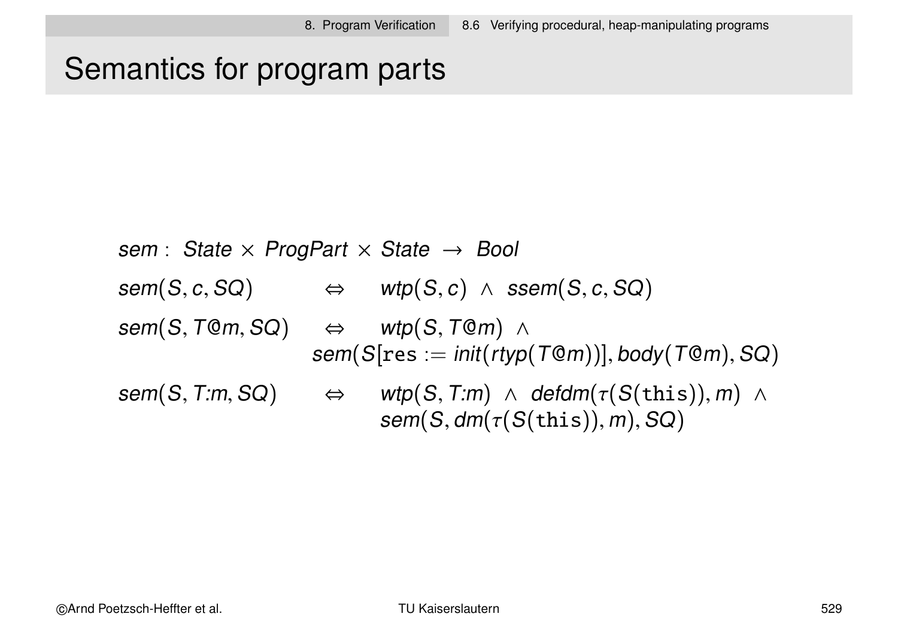# Semantics for program parts

$$sem : \; State \times ProgPart \times State \; \rightarrow \; Bool$$

$$sem(S, c, SQ) \quad \Leftrightarrow \quad wtp(S, c) \; \wedge \; ssem(S, c, SQ)$$

$$sem(S, T@m, SQ) \quad \Leftrightarrow \quad wtp(S, T@m) \; \wedge \; sem(S[\texttt{res} := init(rtyp(T@m))], body(T@m), SQ)$$

$$sem(S, T{:}m, SQ) \quad \Leftrightarrow \quad wtp(S, T{:}m) \; \wedge \; defdm(\tau(S(\texttt{this})), m) \; \wedge \; sem(S, dm(\tau(S(\texttt{this})), m), SQ)$$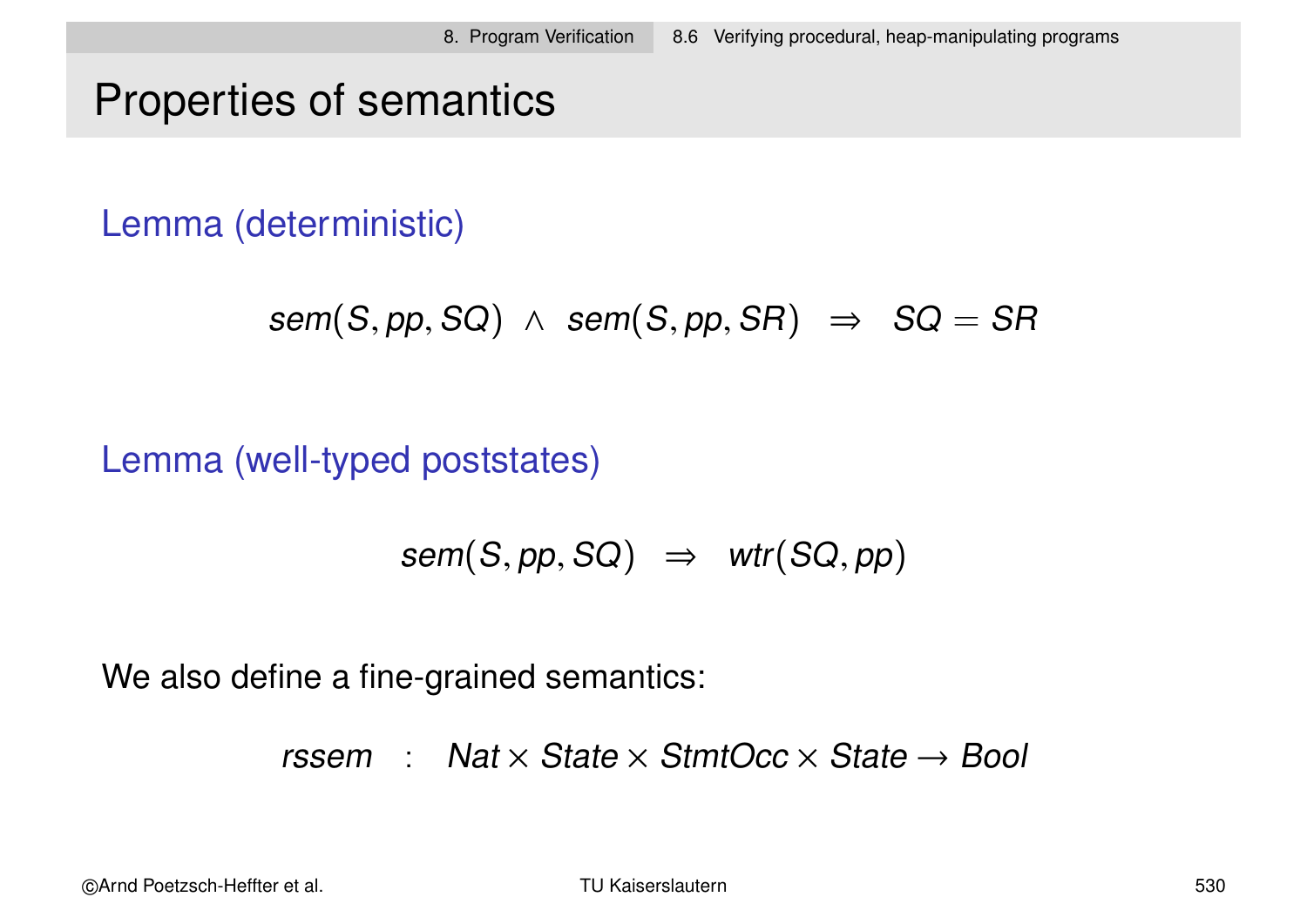# Properties of semantics

**Lemma (deterministic)**

$$sem(S, pp, SQ) \;\wedge\; sem(S, pp, SR) \;\;\Rightarrow\;\; SQ = SR$$

**Lemma (well-typed poststates)**

$$sem(S, pp, SQ) \;\;\Rightarrow\;\; wtr(SQ, pp)$$

We also define a fine-grained semantics:

$$rssem \;\;:\;\; Nat \times State \times StmtOcc \times State \rightarrow Bool$$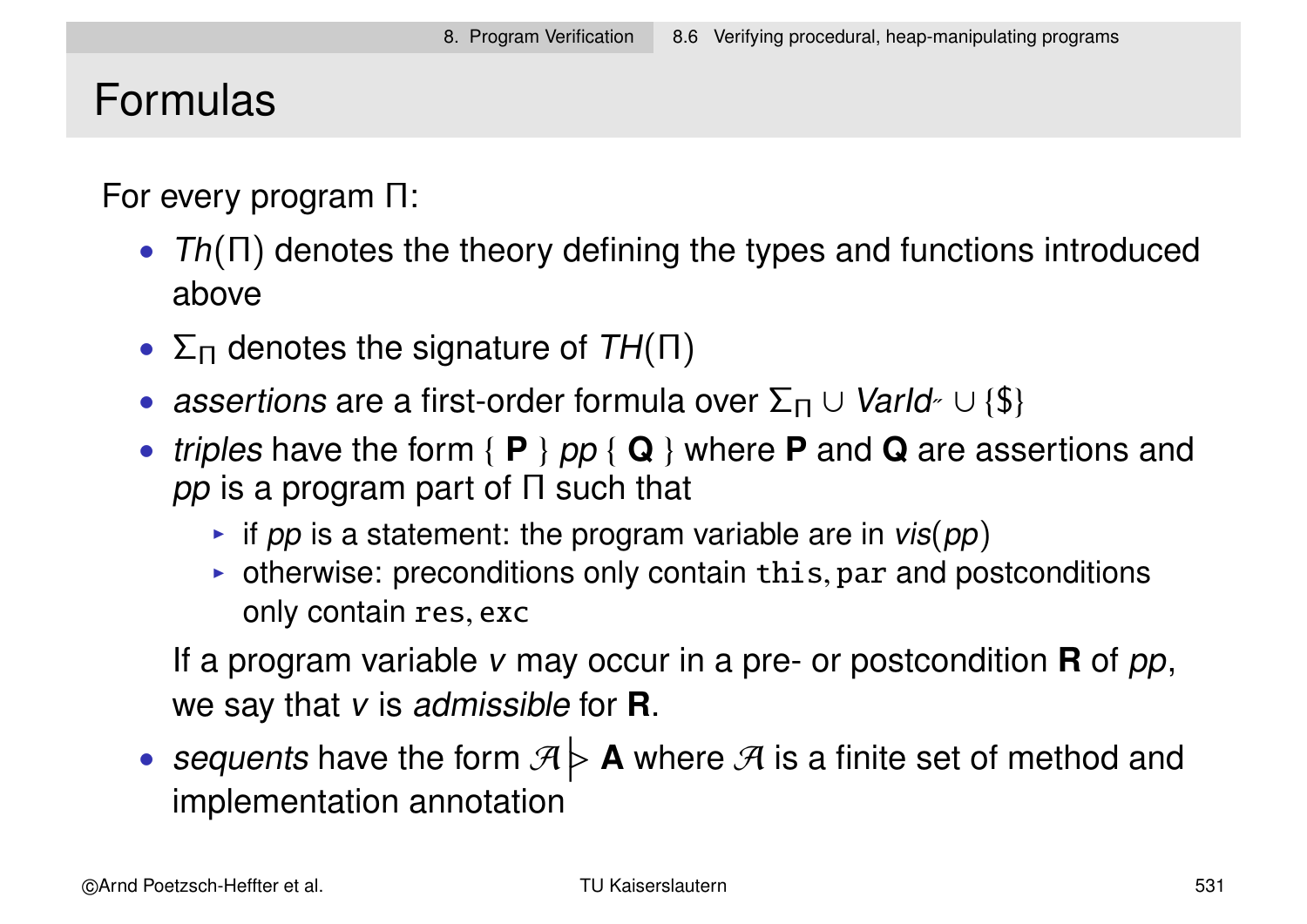# Formulas

For every program $\Pi$:

- *Th*$(\Pi)$ denotes the theory defining the types and functions introduced above
- $\Sigma_\Pi$ denotes the signature of *TH*$(\Pi)$
- *assertions* are a first-order formula over $\Sigma_\Pi \cup \mathit{VarId}^{\sim} \cup \{\$\}$
- *triples* have the form $\{$ **P** $\}$ *pp* $\{$ **Q** $\}$ where **P** and **Q** are assertions and *pp* is a program part of $\Pi$ such that
  - if *pp* is a statement: the program variable are in *vis*(*pp*)
  - otherwise: preconditions only contain `this`, `par` and postconditions only contain `res`, `exc`

  If a program variable *v* may occur in a pre- or postcondition **R** of *pp*, we say that *v* is *admissible* for **R**.
- *sequents* have the form $\mathcal{A} \triangleright$ **A** where $\mathcal{A}$ is a finite set of method and implementation annotation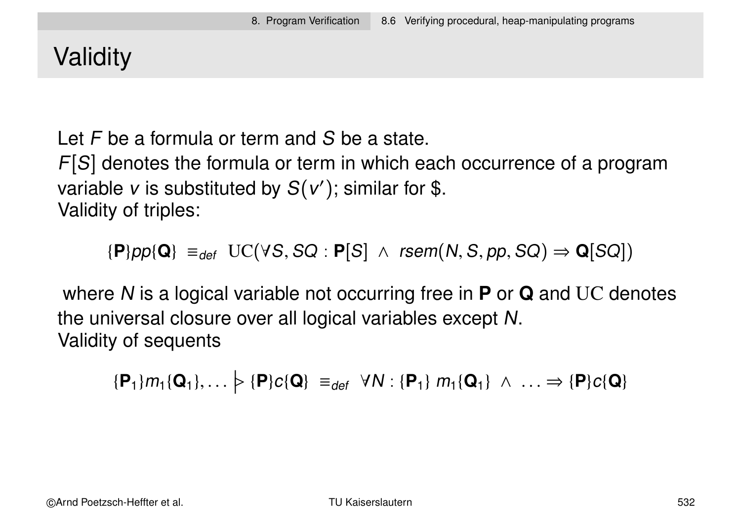# Validity

Let $F$ be a formula or term and $S$ be a state.
$F[S]$ denotes the formula or term in which each occurrence of a program variable $v$ is substituted by $S(v')$; similar for \$.
Validity of triples:

$$\{\mathbf{P}\}pp\{\mathbf{Q}\} \equiv_{def} \mathrm{UC}(\forall S, SQ : \mathbf{P}[S] \wedge rsem(N, S, pp, SQ) \Rightarrow \mathbf{Q}[SQ])$$

where $N$ is a logical variable not occurring free in $\mathbf{P}$ or $\mathbf{Q}$ and $\mathrm{UC}$ denotes the universal closure over all logical variables except $N$.
Validity of sequents

$$\{\mathbf{P}_1\}m_1\{\mathbf{Q}_1\}, \ldots \mid\!\!> \{\mathbf{P}\}c\{\mathbf{Q}\} \equiv_{def} \forall N : \{\mathbf{P}_1\}\ m_1\{\mathbf{Q}_1\} \wedge \ \ldots \Rightarrow \{\mathbf{P}\}c\{\mathbf{Q}\}$$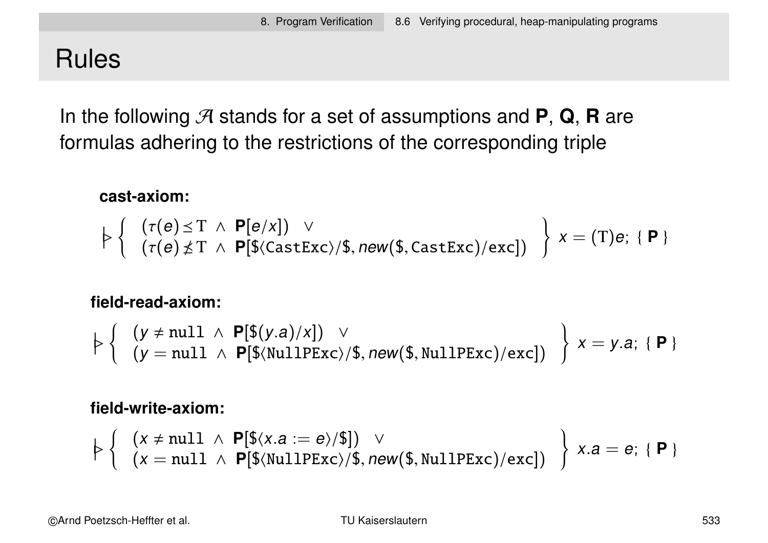# Rules

In the following $\mathcal{A}$ stands for a set of assumptions and **P**, **Q**, **R** are formulas adhering to the restrictions of the corresponding triple

**cast-axiom:**

$$\triangleright \left\{ \begin{array}{l} (\tau(e) \preceq \mathrm{T} \ \wedge \ \mathbf{P}[e/x]) \quad \vee \\ (\tau(e) \not\preceq \mathrm{T} \ \wedge \ \mathbf{P}[\$\langle \mathtt{CastExc} \rangle/\$, \mathit{new}(\$, \mathtt{CastExc})/\mathtt{exc}]) \end{array} \right\} \ x = (\mathrm{T})e; \ \{ \ \mathbf{P} \ \}$$

**field-read-axiom:**

$$\triangleright \left\{ \begin{array}{l} (y \neq \mathtt{null} \ \wedge \ \mathbf{P}[\$(y.a)/x]) \quad \vee \\ (y = \mathtt{null} \ \wedge \ \mathbf{P}[\$\langle \mathtt{NullPExc} \rangle/\$, \mathit{new}(\$, \mathtt{NullPExc})/\mathtt{exc}]) \end{array} \right\} \ x = y.a; \ \{ \ \mathbf{P} \ \}$$

**field-write-axiom:**

$$\triangleright \left\{ \begin{array}{l} (x \neq \mathtt{null} \ \wedge \ \mathbf{P}[\$\langle x.a := e \rangle/\$]) \quad \vee \\ (x = \mathtt{null} \ \wedge \ \mathbf{P}[\$\langle \mathtt{NullPExc} \rangle/\$, \mathit{new}(\$, \mathtt{NullPExc})/\mathtt{exc}]) \end{array} \right\} \ x.a = e; \ \{ \ \mathbf{P} \ \}$$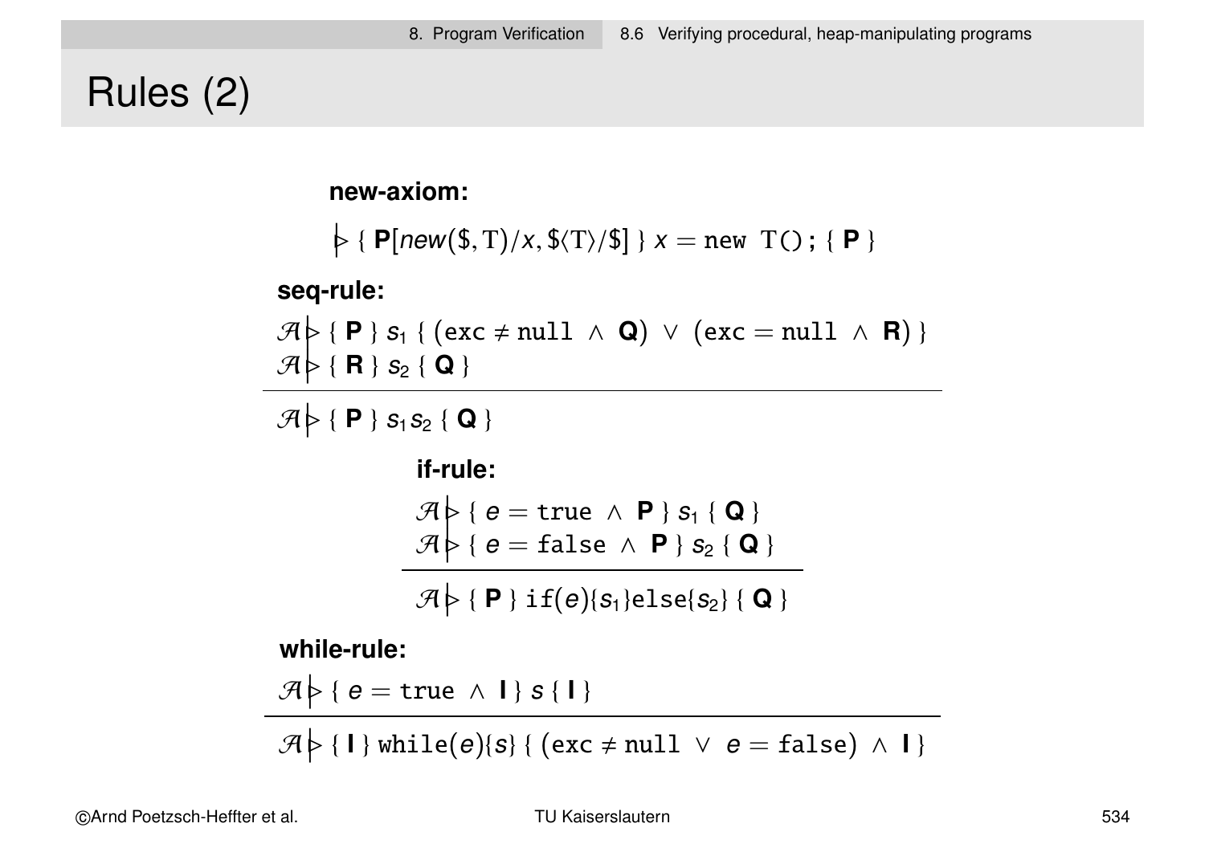# Rules (2)

**new-axiom:**

$$\vartriangleright \{ \mathbf{P}[new(\$, \mathrm{T})/x, \$\langle \mathrm{T}\rangle/\$] \}\ x = \texttt{new T();}\ \{ \mathbf{P} \}$$

**seq-rule:**

$$\frac{\mathcal{A} \vartriangleright \{ \mathbf{P} \}\ s_1\ \{ (\texttt{exc} \neq \texttt{null} \ \wedge\ \mathbf{Q}) \ \vee\ (\texttt{exc} = \texttt{null} \ \wedge\ \mathbf{R}) \} \qquad \mathcal{A} \vartriangleright \{ \mathbf{R} \}\ s_2\ \{ \mathbf{Q} \}}{\mathcal{A} \vartriangleright \{ \mathbf{P} \}\ s_1 s_2\ \{ \mathbf{Q} \}}$$

**if-rule:**

$$\frac{\mathcal{A} \vartriangleright \{ e = \texttt{true} \ \wedge\ \mathbf{P} \}\ s_1\ \{ \mathbf{Q} \} \qquad \mathcal{A} \vartriangleright \{ e = \texttt{false} \ \wedge\ \mathbf{P} \}\ s_2\ \{ \mathbf{Q} \}}{\mathcal{A} \vartriangleright \{ \mathbf{P} \}\ \texttt{if}(e)\{s_1\}\texttt{else}\{s_2\}\ \{ \mathbf{Q} \}}$$

**while-rule:**

$$\frac{\mathcal{A} \vartriangleright \{ e = \texttt{true} \ \wedge\ \mathbf{I} \}\ s\ \{ \mathbf{I} \}}{\mathcal{A} \vartriangleright \{ \mathbf{I} \}\ \texttt{while}(e)\{s\}\ \{ (\texttt{exc} \neq \texttt{null} \ \vee\ e = \texttt{false}) \ \wedge\ \mathbf{I} \}}$$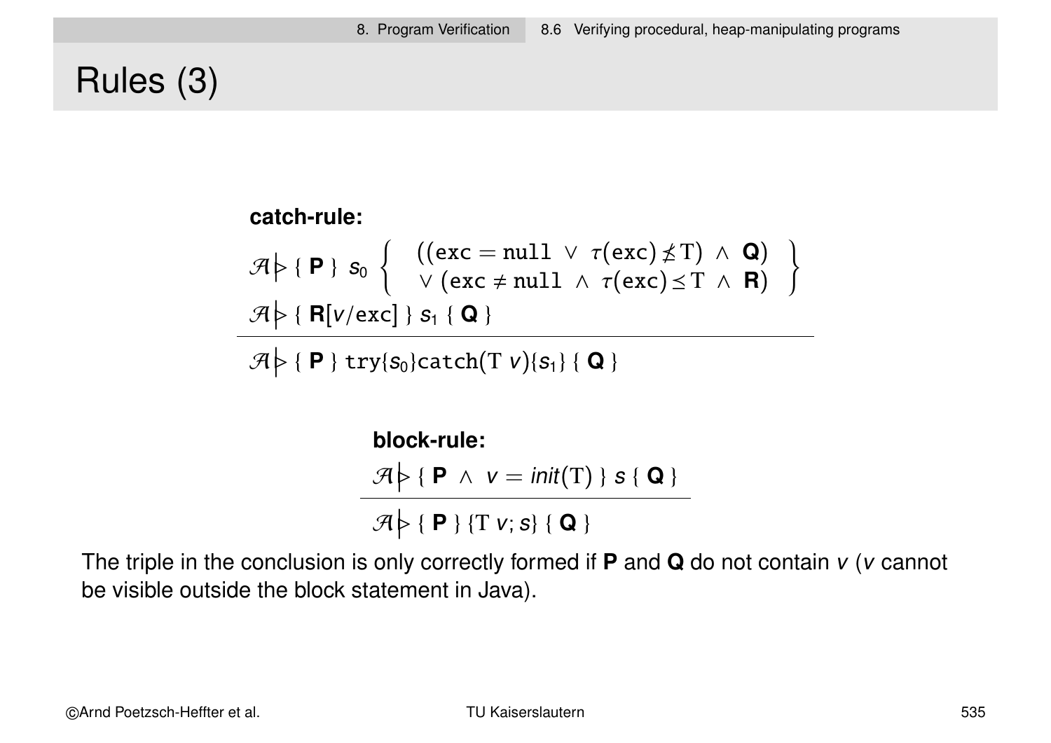# Rules (3)

**catch-rule:**

$$\mathcal{A} \mathrel{|\!\!\triangleright} \{\ \mathbf{P}\ \}\ s_0 \left\{ \begin{array}{l} ((\mathtt{exc} = \mathtt{null}\ \vee\ \tau(\mathtt{exc}) \not\preceq \mathrm{T})\ \wedge\ \mathbf{Q}) \\ \vee\ (\mathtt{exc} \neq \mathtt{null}\ \wedge\ \tau(\mathtt{exc}) \preceq \mathrm{T}\ \wedge\ \mathbf{R}) \end{array} \right\}$$

$$\mathcal{A} \mathrel{|\!\!\triangleright} \{\ \mathbf{R}[v/\mathtt{exc}]\ \}\ s_1\ \{\ \mathbf{Q}\ \}$$

$$\overline{\mathcal{A} \mathrel{|\!\!\triangleright} \{\ \mathbf{P}\ \}\ \mathtt{try}\{s_0\}\mathtt{catch}(\mathrm{T}\ v)\{s_1\}\ \{\ \mathbf{Q}\ \}}$$

**block-rule:**

$$\frac{\mathcal{A} \mathrel{|\!\!\triangleright} \{\ \mathbf{P}\ \wedge\ v = \mathit{init}(\mathrm{T})\ \}\ s\ \{\ \mathbf{Q}\ \}}{\mathcal{A} \mathrel{|\!\!\triangleright} \{\ \mathbf{P}\ \}\ \{\mathrm{T}\ v;\ s\}\ \{\ \mathbf{Q}\ \}}$$

The triple in the conclusion is only correctly formed if **P** and **Q** do not contain $v$ ($v$ cannot be visible outside the block statement in Java).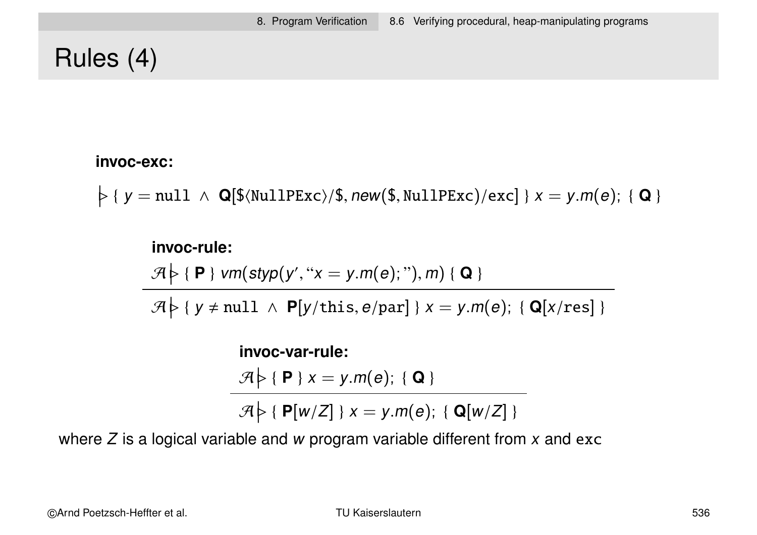# Rules (4)

**invoc-exc:**

$$\vartriangleright \{\ y = \texttt{null}\ \wedge\ \mathbf{Q}[\$\langle\texttt{NullPExc}\rangle/\$, new(\$,\texttt{NullPExc})/\texttt{exc}]\ \}\ x = y.m(e);\ \{\ \mathbf{Q}\ \}$$

**invoc-rule:**

$$\frac{\mathcal{A} \vartriangleright \{\ \mathbf{P}\ \}\ vm(styp(y', \text{“}x = y.m(e);\text{”}), m)\ \{\ \mathbf{Q}\ \}}{\mathcal{A} \vartriangleright \{\ y \neq \texttt{null}\ \wedge\ \mathbf{P}[y/\texttt{this}, e/\texttt{par}]\ \}\ x = y.m(e);\ \{\ \mathbf{Q}[x/\texttt{res}]\ \}}$$

**invoc-var-rule:**

$$\frac{\mathcal{A} \vartriangleright \{\ \mathbf{P}\ \}\ x = y.m(e);\ \{\ \mathbf{Q}\ \}}{\mathcal{A} \vartriangleright \{\ \mathbf{P}[w/Z]\ \}\ x = y.m(e);\ \{\ \mathbf{Q}[w/Z]\ \}}$$

where $Z$ is a logical variable and $w$ program variable different from $x$ and exc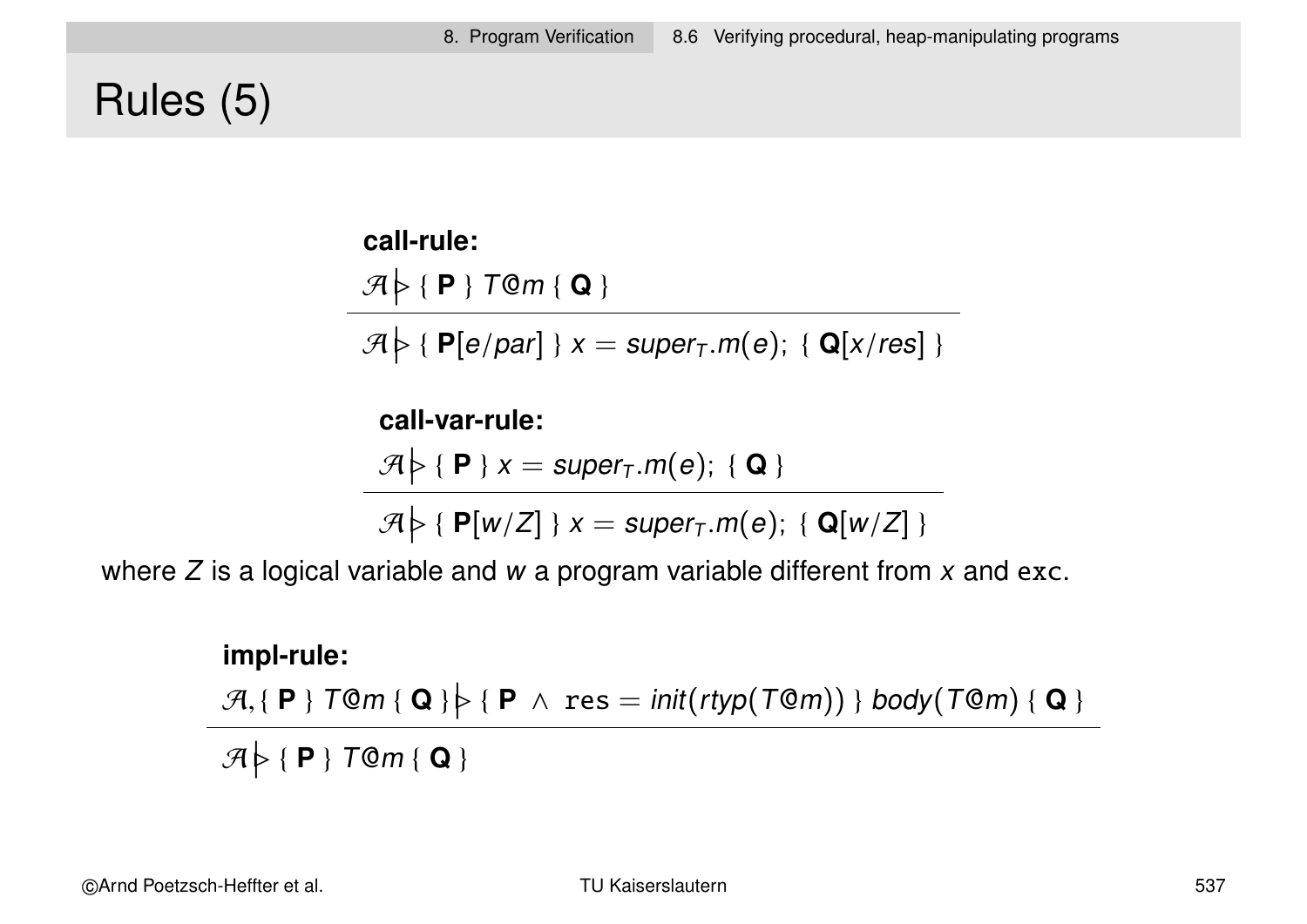# Rules (5)

**call-rule:**

$$\frac{\mathcal{A} \,|\!\!\triangleright \{\, \mathbf{P} \,\}\ T@m\ \{\, \mathbf{Q} \,\}}{\mathcal{A} \,|\!\!\triangleright \{\, \mathbf{P}[e/par] \,\}\ x = super_T.m(e);\ \{\, \mathbf{Q}[x/res] \,\}}$$

**call-var-rule:**

$$\frac{\mathcal{A} \,|\!\!\triangleright \{\, \mathbf{P} \,\}\ x = super_T.m(e);\ \{\, \mathbf{Q} \,\}}{\mathcal{A} \,|\!\!\triangleright \{\, \mathbf{P}[w/Z] \,\}\ x = super_T.m(e);\ \{\, \mathbf{Q}[w/Z] \,\}}$$

where $Z$ is a logical variable and $w$ a program variable different from $x$ and `exc`.

**impl-rule:**

$$\frac{\mathcal{A}, \{\, \mathbf{P} \,\}\ T@m\ \{\, \mathbf{Q} \,\} \,|\!\!\triangleright \{\, \mathbf{P} \wedge \texttt{res} = init(rtyp(T@m)) \,\}\ body(T@m)\ \{\, \mathbf{Q} \,\}}{\mathcal{A} \,|\!\!\triangleright \{\, \mathbf{P} \,\}\ T@m\ \{\, \mathbf{Q} \,\}}$$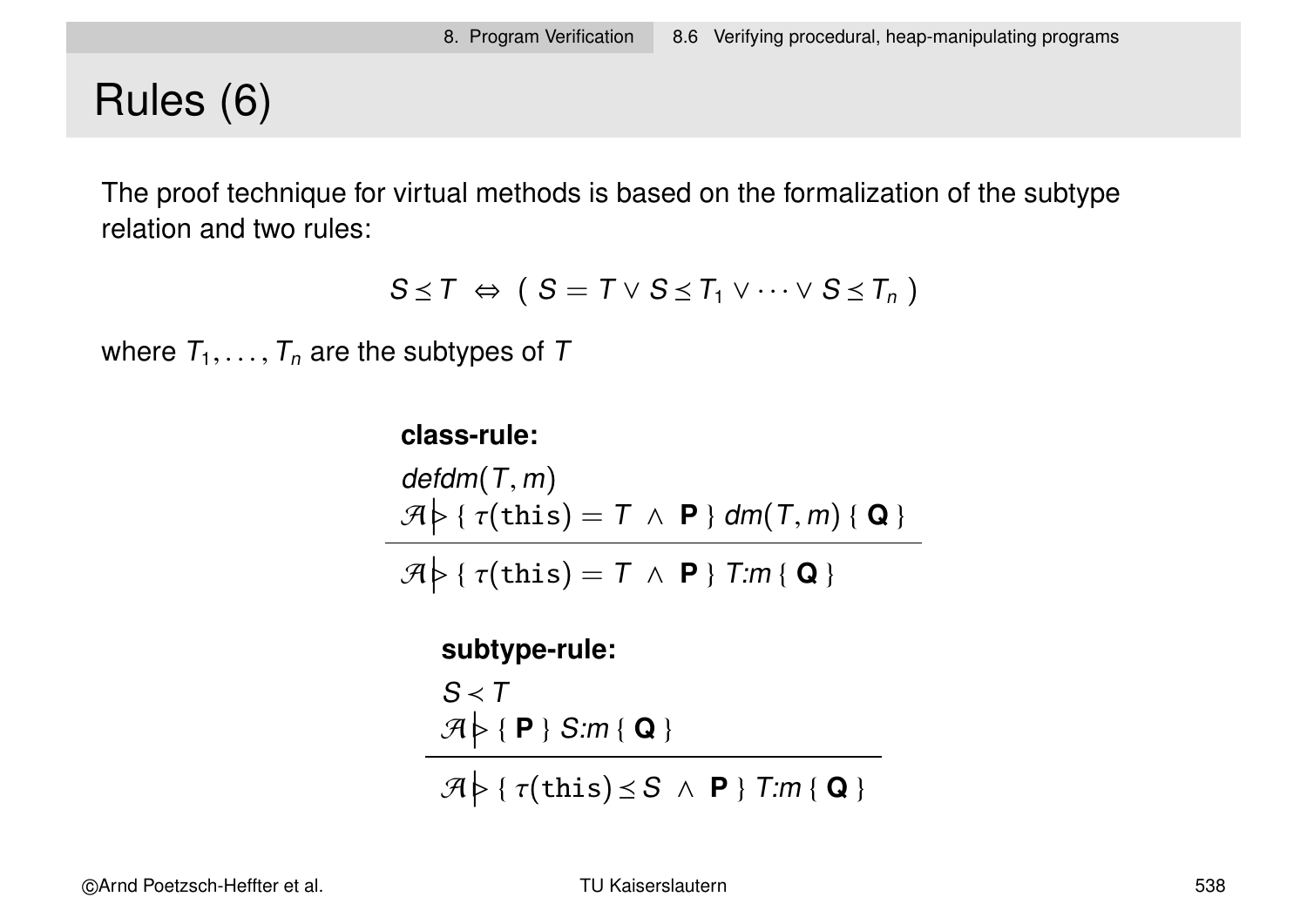# Rules (6)

The proof technique for virtual methods is based on the formalization of the subtype relation and two rules:

$$S \preceq T \;\Leftrightarrow\; (\; S = T \vee S \preceq T_1 \vee \cdots \vee S \preceq T_n \;)$$

where $T_1, \ldots, T_n$ are the subtypes of $T$

**class-rule:**

$$\frac{\begin{array}{l} \mathit{defdm}(T, m) \\ \mathcal{A} \,|\!\!\triangleright \{\; \tau(\mathtt{this}) = T \;\wedge\; \mathbf{P} \;\}\; \mathit{dm}(T, m) \;\{\; \mathbf{Q} \;\} \end{array}}{\mathcal{A} \,|\!\!\triangleright \{\; \tau(\mathtt{this}) = T \;\wedge\; \mathbf{P} \;\}\; T{:}m \;\{\; \mathbf{Q} \;\}}$$

**subtype-rule:**

$$\frac{\begin{array}{l} S \prec T \\ \mathcal{A} \,|\!\!\triangleright \{\; \mathbf{P} \;\}\; S{:}m \;\{\; \mathbf{Q} \;\} \end{array}}{\mathcal{A} \,|\!\!\triangleright \{\; \tau(\mathtt{this}) \preceq S \;\wedge\; \mathbf{P} \;\}\; T{:}m \;\{\; \mathbf{Q} \;\}}$$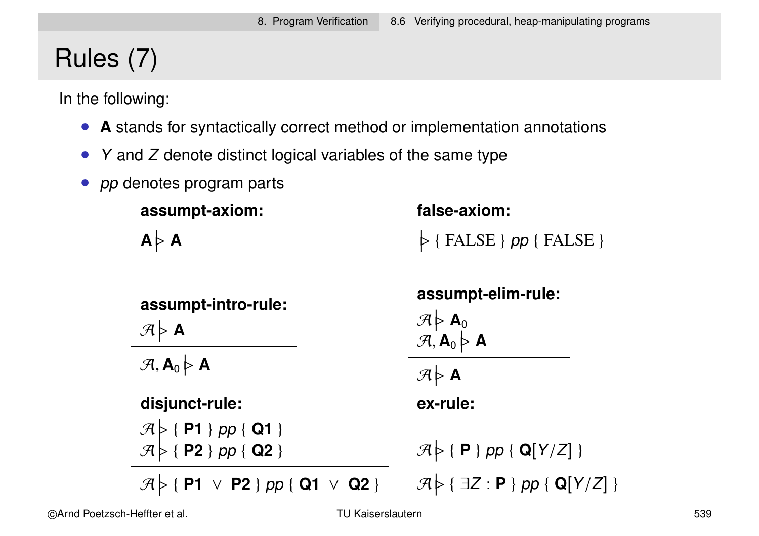# Rules (7)

In the following:

- **A** stands for syntactically correct method or implementation annotations
- *Y* and *Z* denote distinct logical variables of the same type
- *pp* denotes program parts

**assumpt-axiom:**

$$\mathbf{A} \mathrel{|\!\!\triangleright} \mathbf{A}$$

**false-axiom:**

$$\mathrel{|\!\!\triangleright} \{ \text{FALSE} \}\ pp\ \{ \text{FALSE} \}$$

**assumpt-intro-rule:**

$$\frac{\mathcal{A} \mathrel{|\!\!\triangleright} \mathbf{A}}{\mathcal{A}, \mathbf{A}_0 \mathrel{|\!\!\triangleright} \mathbf{A}}$$

**assumpt-elim-rule:**

$$\frac{\mathcal{A} \mathrel{|\!\!\triangleright} \mathbf{A}_0 \qquad \mathcal{A}, \mathbf{A}_0 \mathrel{|\!\!\triangleright} \mathbf{A}}{\mathcal{A} \mathrel{|\!\!\triangleright} \mathbf{A}}$$

**disjunct-rule:**

$$\frac{\mathcal{A} \mathrel{|\!\!\triangleright} \{ \mathbf{P1} \}\ pp\ \{ \mathbf{Q1} \} \qquad \mathcal{A} \mathrel{|\!\!\triangleright} \{ \mathbf{P2} \}\ pp\ \{ \mathbf{Q2} \}}{\mathcal{A} \mathrel{|\!\!\triangleright} \{ \mathbf{P1} \vee \mathbf{P2} \}\ pp\ \{ \mathbf{Q1} \vee \mathbf{Q2} \}}$$

**ex-rule:**

$$\frac{\mathcal{A} \mathrel{|\!\!\triangleright} \{ \mathbf{P} \}\ pp\ \{ \mathbf{Q}[Y/Z] \}}{\mathcal{A} \mathrel{|\!\!\triangleright} \{ \exists Z : \mathbf{P} \}\ pp\ \{ \mathbf{Q}[Y/Z] \}}$$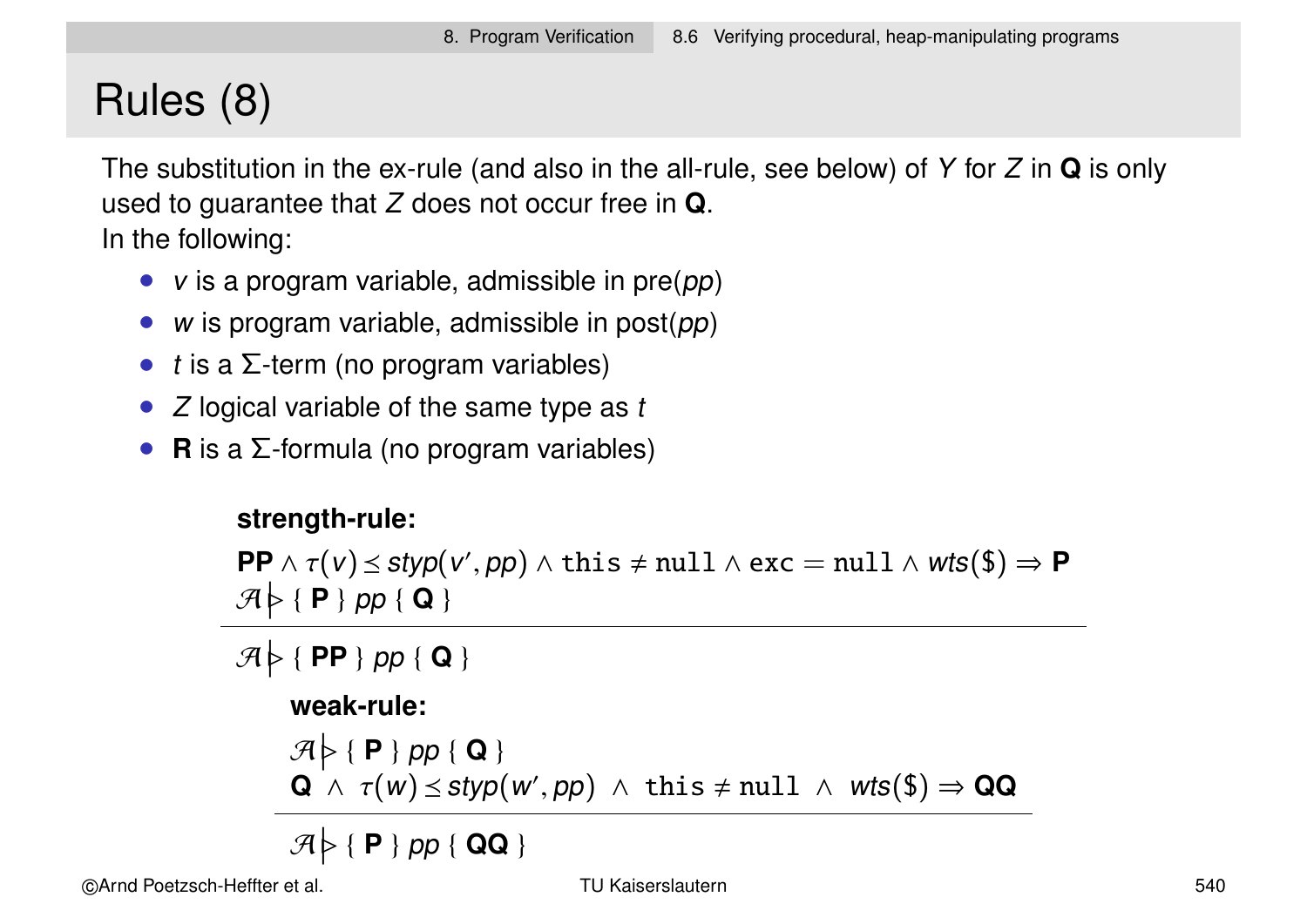# Rules (8)

The substitution in the ex-rule (and also in the all-rule, see below) of $Y$ for $Z$ in **Q** is only used to guarantee that $Z$ does not occur free in **Q**.

In the following:

- $v$ is a program variable, admissible in pre($pp$)
- $w$ is program variable, admissible in post($pp$)
- $t$ is a Σ-term (no program variables)
- $Z$ logical variable of the same type as $t$
- **R** is a Σ-formula (no program variables)

**strength-rule:**

$$\frac{\begin{array}{l}\mathbf{PP} \wedge \tau(v) \preceq styp(v', pp) \wedge \mathtt{this} \neq \mathtt{null} \wedge \mathtt{exc} = \mathtt{null} \wedge wts(\$) \Rightarrow \mathbf{P} \\ \mathcal{A} \mathrel{|\!\!\triangleright} \{\ \mathbf{P}\ \}\ pp\ \{\ \mathbf{Q}\ \}\end{array}}{\mathcal{A} \mathrel{|\!\!\triangleright} \{\ \mathbf{PP}\ \}\ pp\ \{\ \mathbf{Q}\ \}}$$

**weak-rule:**

$$\frac{\begin{array}{l}\mathcal{A} \mathrel{|\!\!\triangleright} \{\ \mathbf{P}\ \}\ pp\ \{\ \mathbf{Q}\ \} \\ \mathbf{Q}\ \wedge\ \tau(w) \preceq styp(w', pp)\ \wedge\ \mathtt{this} \neq \mathtt{null}\ \wedge\ wts(\$) \Rightarrow \mathbf{QQ}\end{array}}{\mathcal{A} \mathrel{|\!\!\triangleright} \{\ \mathbf{P}\ \}\ pp\ \{\ \mathbf{QQ}\ \}}$$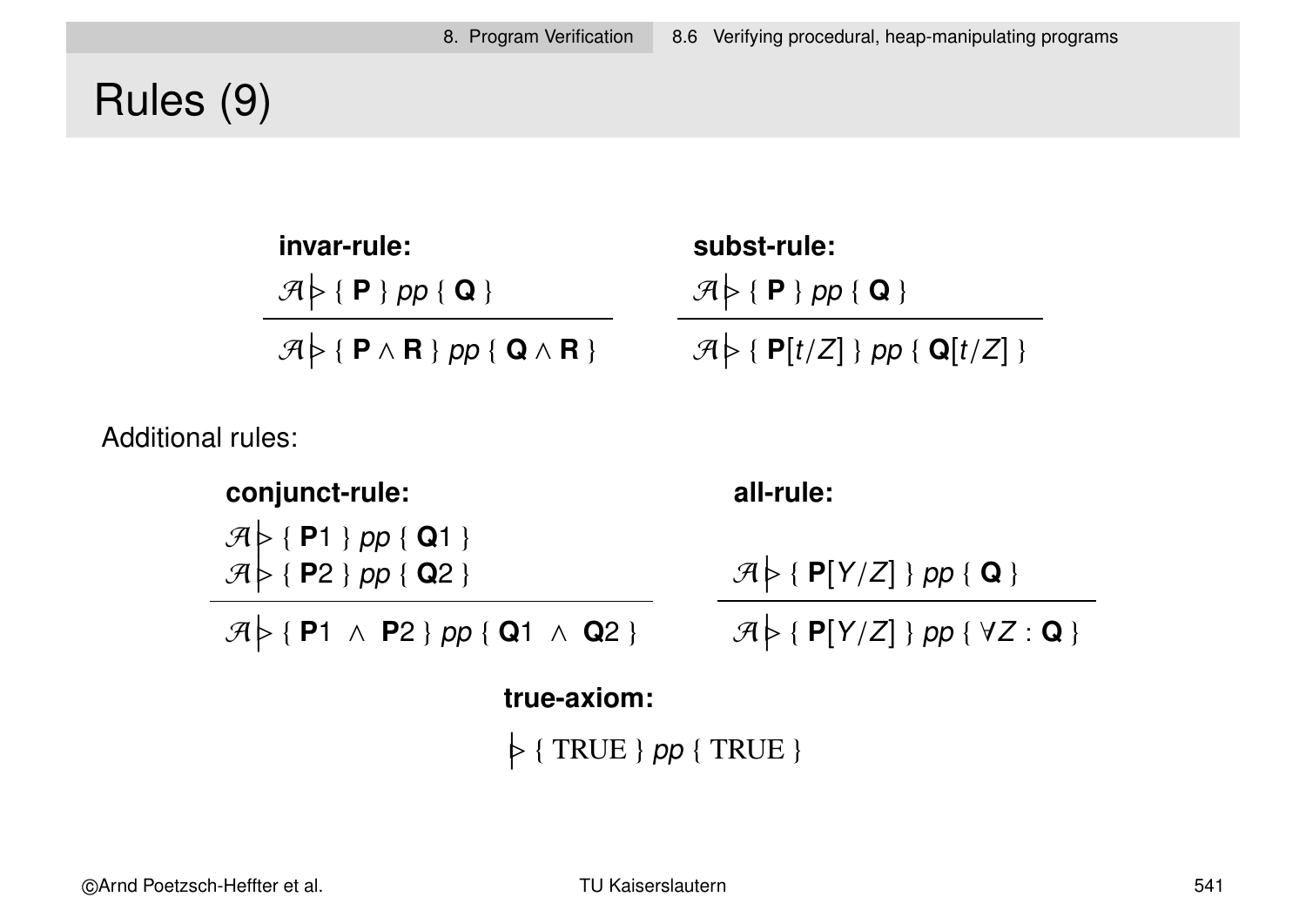# Rules (9)

**invar-rule:**

$$\frac{\mathcal{A} \,|\!\!\!\triangleright \{ \mathbf{P} \}\ pp\ \{ \mathbf{Q} \}}{\mathcal{A} \,|\!\!\!\triangleright \{ \mathbf{P} \wedge \mathbf{R} \}\ pp\ \{ \mathbf{Q} \wedge \mathbf{R} \}}$$

**subst-rule:**

$$\frac{\mathcal{A} \,|\!\!\!\triangleright \{ \mathbf{P} \}\ pp\ \{ \mathbf{Q} \}}{\mathcal{A} \,|\!\!\!\triangleright \{ \mathbf{P}[t/Z] \}\ pp\ \{ \mathbf{Q}[t/Z] \}}$$

Additional rules:

**conjunct-rule:**

$$\frac{\begin{array}{l}\mathcal{A} \,|\!\!\!\triangleright \{ \mathbf{P}1 \}\ pp\ \{ \mathbf{Q}1 \} \\ \mathcal{A} \,|\!\!\!\triangleright \{ \mathbf{P}2 \}\ pp\ \{ \mathbf{Q}2 \}\end{array}}{\mathcal{A} \,|\!\!\!\triangleright \{ \mathbf{P}1 \ \wedge\ \mathbf{P}2 \}\ pp\ \{ \mathbf{Q}1 \ \wedge\ \mathbf{Q}2 \}}$$

**all-rule:**

$$\frac{\mathcal{A} \,|\!\!\!\triangleright \{ \mathbf{P}[Y/Z] \}\ pp\ \{ \mathbf{Q} \}}{\mathcal{A} \,|\!\!\!\triangleright \{ \mathbf{P}[Y/Z] \}\ pp\ \{ \forall Z : \mathbf{Q} \}}$$

**true-axiom:**

$$|\!\!\!\triangleright \{ \text{TRUE} \}\ pp\ \{ \text{TRUE} \}$$